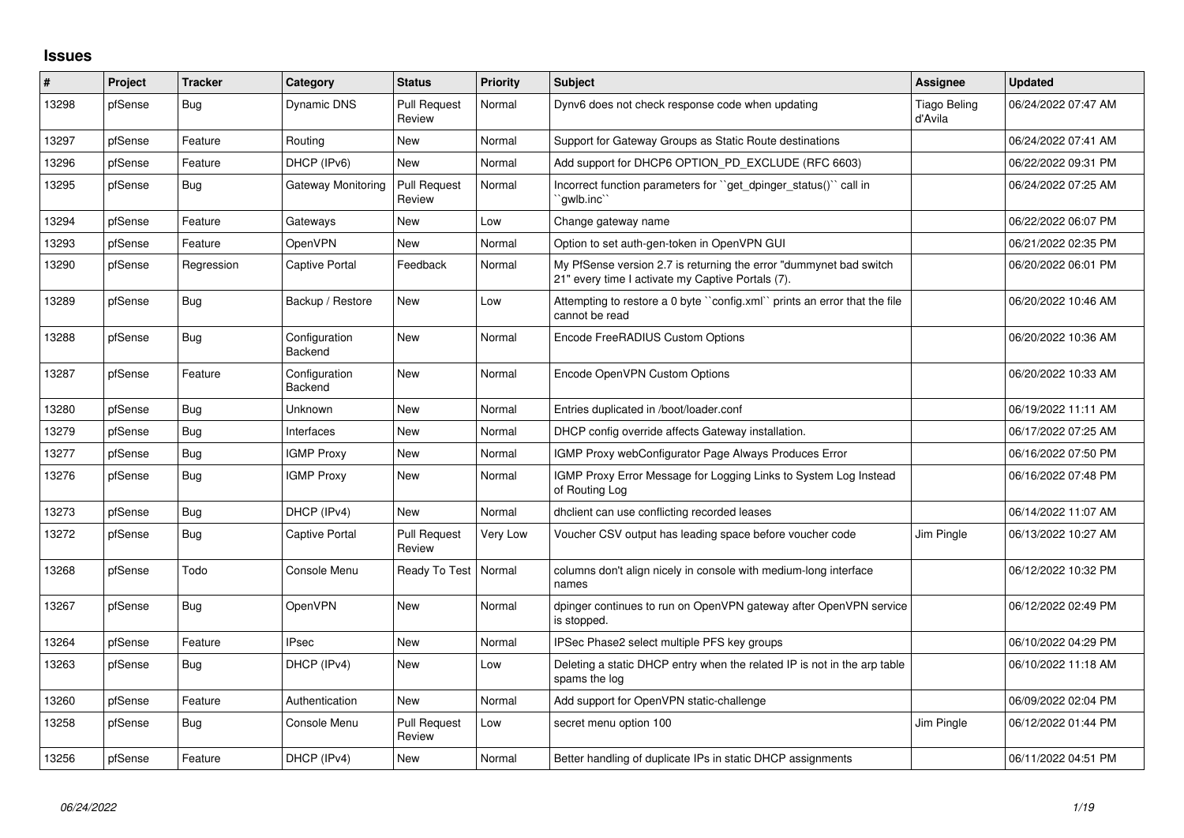## Issues

| # | Project | Tracker | Category | Status | Priority | Subject | Assignee | Updated |
|---|---|---|---|---|---|---|---|---|
| 13298 | pfSense | Bug | Dynamic DNS | Pull Request Review | Normal | Dynv6 does not check response code when updating | Tiago Beling d'Avila | 06/24/2022 07:47 AM |
| 13297 | pfSense | Feature | Routing | New | Normal | Support for Gateway Groups as Static Route destinations | | 06/24/2022 07:41 AM |
| 13296 | pfSense | Feature | DHCP (IPv6) | New | Normal | Add support for DHCP6 OPTION_PD_EXCLUDE (RFC 6603) | | 06/22/2022 09:31 PM |
| 13295 | pfSense | Bug | Gateway Monitoring | Pull Request Review | Normal | Incorrect function parameters for ``get_dpinger_status()`` call in ``gwlb.inc`` | | 06/24/2022 07:25 AM |
| 13294 | pfSense | Feature | Gateways | New | Low | Change gateway name | | 06/22/2022 06:07 PM |
| 13293 | pfSense | Feature | OpenVPN | New | Normal | Option to set auth-gen-token in OpenVPN GUI | | 06/21/2022 02:35 PM |
| 13290 | pfSense | Regression | Captive Portal | Feedback | Normal | My PfSense version 2.7 is returning the error "dummynet bad switch 21" every time I activate my Captive Portals (7). | | 06/20/2022 06:01 PM |
| 13289 | pfSense | Bug | Backup / Restore | New | Low | Attempting to restore a 0 byte ``config.xml`` prints an error that the file cannot be read | | 06/20/2022 10:46 AM |
| 13288 | pfSense | Bug | Configuration Backend | New | Normal | Encode FreeRADIUS Custom Options | | 06/20/2022 10:36 AM |
| 13287 | pfSense | Feature | Configuration Backend | New | Normal | Encode OpenVPN Custom Options | | 06/20/2022 10:33 AM |
| 13280 | pfSense | Bug | Unknown | New | Normal | Entries duplicated in /boot/loader.conf | | 06/19/2022 11:11 AM |
| 13279 | pfSense | Bug | Interfaces | New | Normal | DHCP config override affects Gateway installation. | | 06/17/2022 07:25 AM |
| 13277 | pfSense | Bug | IGMP Proxy | New | Normal | IGMP Proxy webConfigurator Page Always Produces Error | | 06/16/2022 07:50 PM |
| 13276 | pfSense | Bug | IGMP Proxy | New | Normal | IGMP Proxy Error Message for Logging Links to System Log Instead of Routing Log | | 06/16/2022 07:48 PM |
| 13273 | pfSense | Bug | DHCP (IPv4) | New | Normal | dhclient can use conflicting recorded leases | | 06/14/2022 11:07 AM |
| 13272 | pfSense | Bug | Captive Portal | Pull Request Review | Very Low | Voucher CSV output has leading space before voucher code | Jim Pingle | 06/13/2022 10:27 AM |
| 13268 | pfSense | Todo | Console Menu | Ready To Test | Normal | columns don't align nicely in console with medium-long interface names | | 06/12/2022 10:32 PM |
| 13267 | pfSense | Bug | OpenVPN | New | Normal | dpinger continues to run on OpenVPN gateway after OpenVPN service is stopped. | | 06/12/2022 02:49 PM |
| 13264 | pfSense | Feature | IPsec | New | Normal | IPSec Phase2 select multiple PFS key groups | | 06/10/2022 04:29 PM |
| 13263 | pfSense | Bug | DHCP (IPv4) | New | Low | Deleting a static DHCP entry when the related IP is not in the arp table spams the log | | 06/10/2022 11:18 AM |
| 13260 | pfSense | Feature | Authentication | New | Normal | Add support for OpenVPN static-challenge | | 06/09/2022 02:04 PM |
| 13258 | pfSense | Bug | Console Menu | Pull Request Review | Low | secret menu option 100 | Jim Pingle | 06/12/2022 01:44 PM |
| 13256 | pfSense | Feature | DHCP (IPv4) | New | Normal | Better handling of duplicate IPs in static DHCP assignments | | 06/11/2022 04:51 PM |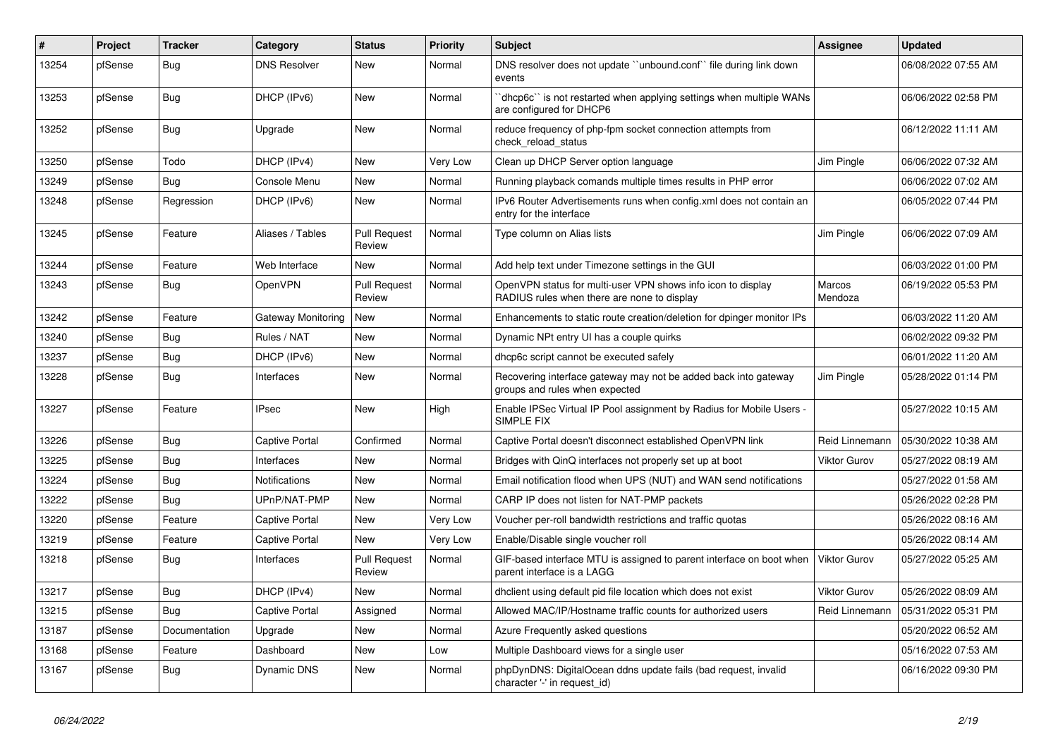| # | Project | Tracker | Category | Status | Priority | Subject | Assignee | Updated |
|---|---|---|---|---|---|---|---|---|
| 13254 | pfSense | Bug | DNS Resolver | New | Normal | DNS resolver does not update ``unbound.conf`` file during link down events | | 06/08/2022 07:55 AM |
| 13253 | pfSense | Bug | DHCP (IPv6) | New | Normal | ``dhcp6c`` is not restarted when applying settings when multiple WANs are configured for DHCP6 | | 06/06/2022 02:58 PM |
| 13252 | pfSense | Bug | Upgrade | New | Normal | reduce frequency of php-fpm socket connection attempts from check_reload_status | | 06/12/2022 11:11 AM |
| 13250 | pfSense | Todo | DHCP (IPv4) | New | Very Low | Clean up DHCP Server option language | Jim Pingle | 06/06/2022 07:32 AM |
| 13249 | pfSense | Bug | Console Menu | New | Normal | Running playback comands multiple times results in PHP error | | 06/06/2022 07:02 AM |
| 13248 | pfSense | Regression | DHCP (IPv6) | New | Normal | IPv6 Router Advertisements runs when config.xml does not contain an entry for the interface | | 06/05/2022 07:44 PM |
| 13245 | pfSense | Feature | Aliases / Tables | Pull Request Review | Normal | Type column on Alias lists | Jim Pingle | 06/06/2022 07:09 AM |
| 13244 | pfSense | Feature | Web Interface | New | Normal | Add help text under Timezone settings in the GUI | | 06/03/2022 01:00 PM |
| 13243 | pfSense | Bug | OpenVPN | Pull Request Review | Normal | OpenVPN status for multi-user VPN shows info icon to display RADIUS rules when there are none to display | Marcos Mendoza | 06/19/2022 05:53 PM |
| 13242 | pfSense | Feature | Gateway Monitoring | New | Normal | Enhancements to static route creation/deletion for dpinger monitor IPs | | 06/03/2022 11:20 AM |
| 13240 | pfSense | Bug | Rules / NAT | New | Normal | Dynamic NPt entry UI has a couple quirks | | 06/02/2022 09:32 PM |
| 13237 | pfSense | Bug | DHCP (IPv6) | New | Normal | dhcp6c script cannot be executed safely | | 06/01/2022 11:20 AM |
| 13228 | pfSense | Bug | Interfaces | New | Normal | Recovering interface gateway may not be added back into gateway groups and rules when expected | Jim Pingle | 05/28/2022 01:14 PM |
| 13227 | pfSense | Feature | IPsec | New | High | Enable IPSec Virtual IP Pool assignment by Radius for Mobile Users - SIMPLE FIX | | 05/27/2022 10:15 AM |
| 13226 | pfSense | Bug | Captive Portal | Confirmed | Normal | Captive Portal doesn't disconnect established OpenVPN link | Reid Linnemann | 05/30/2022 10:38 AM |
| 13225 | pfSense | Bug | Interfaces | New | Normal | Bridges with QinQ interfaces not properly set up at boot | Viktor Gurov | 05/27/2022 08:19 AM |
| 13224 | pfSense | Bug | Notifications | New | Normal | Email notification flood when UPS (NUT) and WAN send notifications | | 05/27/2022 01:58 AM |
| 13222 | pfSense | Bug | UPnP/NAT-PMP | New | Normal | CARP IP does not listen for NAT-PMP packets | | 05/26/2022 02:28 PM |
| 13220 | pfSense | Feature | Captive Portal | New | Very Low | Voucher per-roll bandwidth restrictions and traffic quotas | | 05/26/2022 08:16 AM |
| 13219 | pfSense | Feature | Captive Portal | New | Very Low | Enable/Disable single voucher roll | | 05/26/2022 08:14 AM |
| 13218 | pfSense | Bug | Interfaces | Pull Request Review | Normal | GIF-based interface MTU is assigned to parent interface on boot when parent interface is a LAGG | Viktor Gurov | 05/27/2022 05:25 AM |
| 13217 | pfSense | Bug | DHCP (IPv4) | New | Normal | dhclient using default pid file location which does not exist | Viktor Gurov | 05/26/2022 08:09 AM |
| 13215 | pfSense | Bug | Captive Portal | Assigned | Normal | Allowed MAC/IP/Hostname traffic counts for authorized users | Reid Linnemann | 05/31/2022 05:31 PM |
| 13187 | pfSense | Documentation | Upgrade | New | Normal | Azure Frequently asked questions | | 05/20/2022 06:52 AM |
| 13168 | pfSense | Feature | Dashboard | New | Low | Multiple Dashboard views for a single user | | 05/16/2022 07:53 AM |
| 13167 | pfSense | Bug | Dynamic DNS | New | Normal | phpDynDNS: DigitalOcean ddns update fails (bad request, invalid character '-' in request_id) | | 06/16/2022 09:30 PM |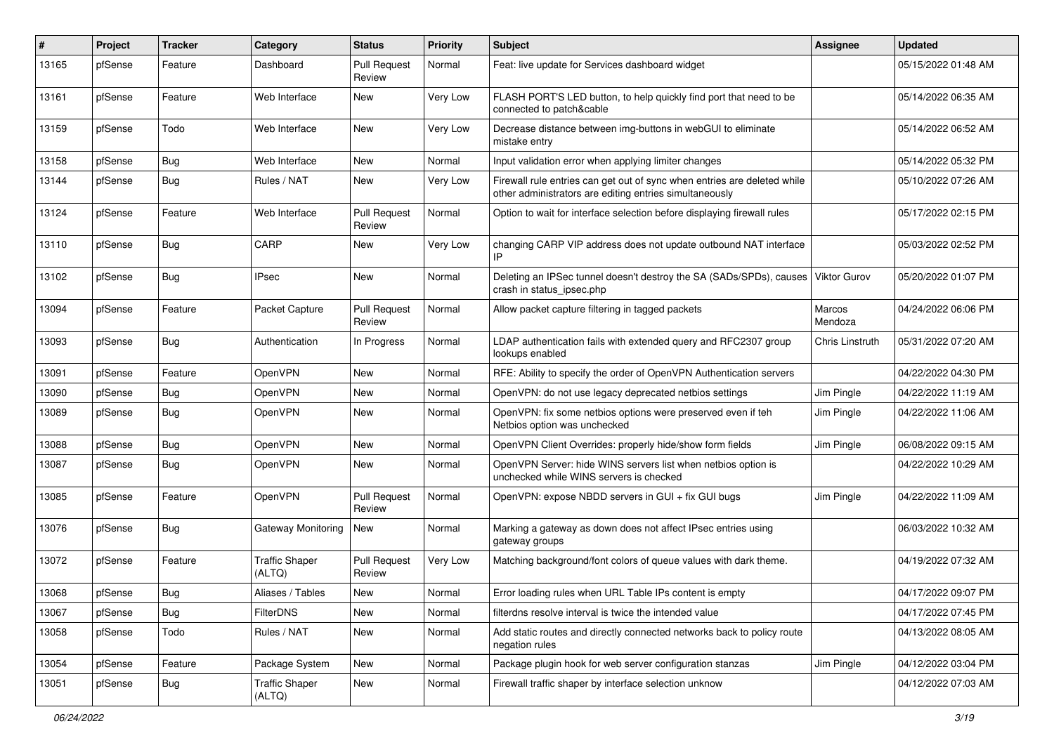| # | Project | Tracker | Category | Status | Priority | Subject | Assignee | Updated |
|---|---|---|---|---|---|---|---|---|
| 13165 | pfSense | Feature | Dashboard | Pull Request Review | Normal | Feat: live update for Services dashboard widget | | 05/15/2022 01:48 AM |
| 13161 | pfSense | Feature | Web Interface | New | Very Low | FLASH PORT'S LED button, to help quickly find port that need to be connected to patch&cable | | 05/14/2022 06:35 AM |
| 13159 | pfSense | Todo | Web Interface | New | Very Low | Decrease distance between img-buttons in webGUI to eliminate mistake entry | | 05/14/2022 06:52 AM |
| 13158 | pfSense | Bug | Web Interface | New | Normal | Input validation error when applying limiter changes | | 05/14/2022 05:32 PM |
| 13144 | pfSense | Bug | Rules / NAT | New | Very Low | Firewall rule entries can get out of sync when entries are deleted while other administrators are editing entries simultaneously | | 05/10/2022 07:26 AM |
| 13124 | pfSense | Feature | Web Interface | Pull Request Review | Normal | Option to wait for interface selection before displaying firewall rules | | 05/17/2022 02:15 PM |
| 13110 | pfSense | Bug | CARP | New | Very Low | changing CARP VIP address does not update outbound NAT interface IP | | 05/03/2022 02:52 PM |
| 13102 | pfSense | Bug | IPsec | New | Normal | Deleting an IPSec tunnel doesn't destroy the SA (SADs/SPDs), causes crash in status_ipsec.php | Viktor Gurov | 05/20/2022 01:07 PM |
| 13094 | pfSense | Feature | Packet Capture | Pull Request Review | Normal | Allow packet capture filtering in tagged packets | Marcos Mendoza | 04/24/2022 06:06 PM |
| 13093 | pfSense | Bug | Authentication | In Progress | Normal | LDAP authentication fails with extended query and RFC2307 group lookups enabled | Chris Linstruth | 05/31/2022 07:20 AM |
| 13091 | pfSense | Feature | OpenVPN | New | Normal | RFE: Ability to specify the order of OpenVPN Authentication servers | | 04/22/2022 04:30 PM |
| 13090 | pfSense | Bug | OpenVPN | New | Normal | OpenVPN: do not use legacy deprecated netbios settings | Jim Pingle | 04/22/2022 11:19 AM |
| 13089 | pfSense | Bug | OpenVPN | New | Normal | OpenVPN: fix some netbios options were preserved even if teh Netbios option was unchecked | Jim Pingle | 04/22/2022 11:06 AM |
| 13088 | pfSense | Bug | OpenVPN | New | Normal | OpenVPN Client Overrides: properly hide/show form fields | Jim Pingle | 06/08/2022 09:15 AM |
| 13087 | pfSense | Bug | OpenVPN | New | Normal | OpenVPN Server: hide WINS servers list when netbios option is unchecked while WINS servers is checked | | 04/22/2022 10:29 AM |
| 13085 | pfSense | Feature | OpenVPN | Pull Request Review | Normal | OpenVPN: expose NBDD servers in GUI + fix GUI bugs | Jim Pingle | 04/22/2022 11:09 AM |
| 13076 | pfSense | Bug | Gateway Monitoring | New | Normal | Marking a gateway as down does not affect IPsec entries using gateway groups | | 06/03/2022 10:32 AM |
| 13072 | pfSense | Feature | Traffic Shaper (ALTQ) | Pull Request Review | Very Low | Matching background/font colors of queue values with dark theme. | | 04/19/2022 07:32 AM |
| 13068 | pfSense | Bug | Aliases / Tables | New | Normal | Error loading rules when URL Table IPs content is empty | | 04/17/2022 09:07 PM |
| 13067 | pfSense | Bug | FilterDNS | New | Normal | filterdns resolve interval is twice the intended value | | 04/17/2022 07:45 PM |
| 13058 | pfSense | Todo | Rules / NAT | New | Normal | Add static routes and directly connected networks back to policy route negation rules | | 04/13/2022 08:05 AM |
| 13054 | pfSense | Feature | Package System | New | Normal | Package plugin hook for web server configuration stanzas | Jim Pingle | 04/12/2022 03:04 PM |
| 13051 | pfSense | Bug | Traffic Shaper (ALTQ) | New | Normal | Firewall traffic shaper by interface selection unknow | | 04/12/2022 07:03 AM |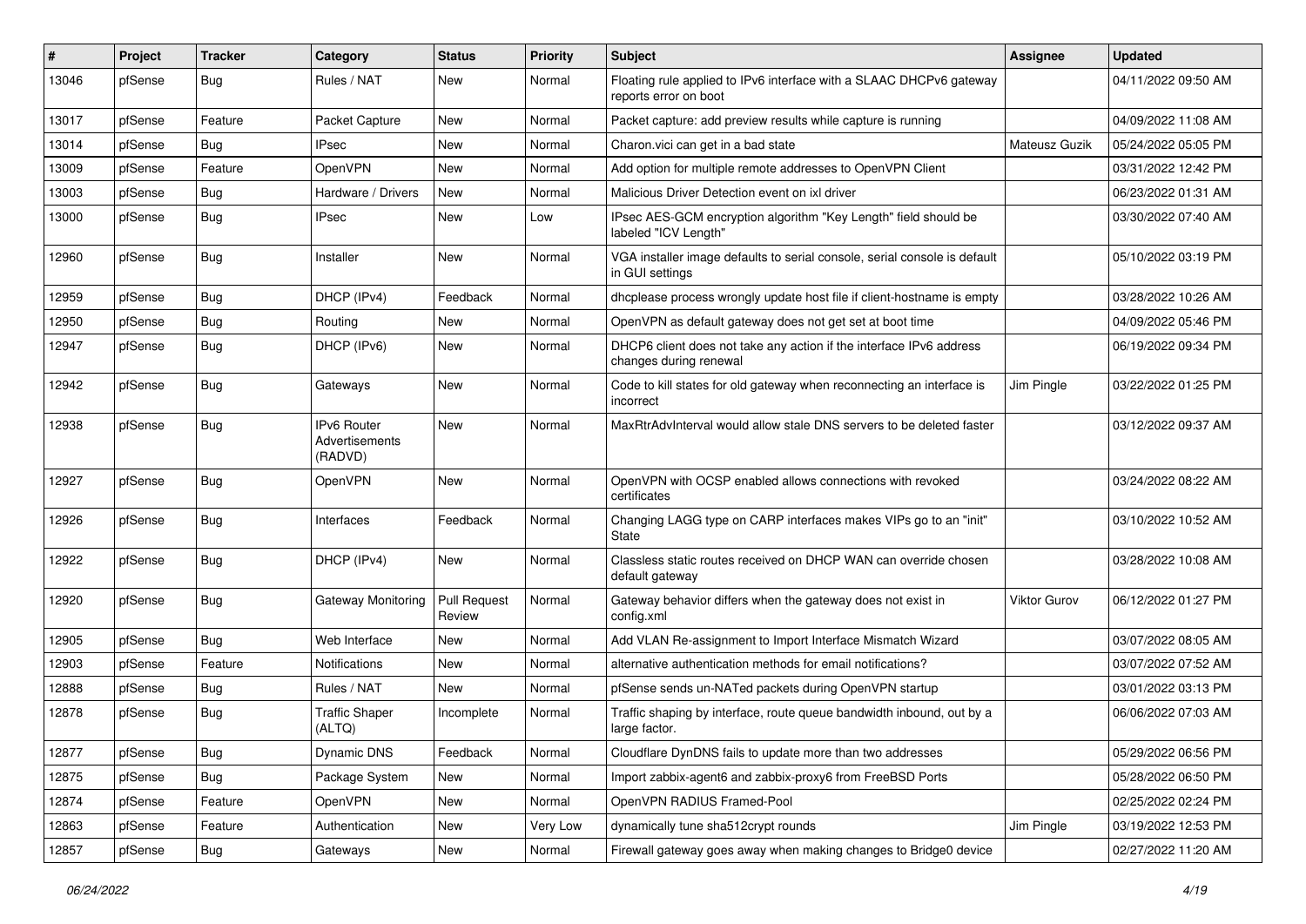| # | Project | Tracker | Category | Status | Priority | Subject | Assignee | Updated |
|---|---|---|---|---|---|---|---|---|
| 13046 | pfSense | Bug | Rules / NAT | New | Normal | Floating rule applied to IPv6 interface with a SLAAC DHCPv6 gateway reports error on boot | | 04/11/2022 09:50 AM |
| 13017 | pfSense | Feature | Packet Capture | New | Normal | Packet capture: add preview results while capture is running | | 04/09/2022 11:08 AM |
| 13014 | pfSense | Bug | IPsec | New | Normal | Charon.vici can get in a bad state | Mateusz Guzik | 05/24/2022 05:05 PM |
| 13009 | pfSense | Feature | OpenVPN | New | Normal | Add option for multiple remote addresses to OpenVPN Client | | 03/31/2022 12:42 PM |
| 13003 | pfSense | Bug | Hardware / Drivers | New | Normal | Malicious Driver Detection event on ixl driver | | 06/23/2022 01:31 AM |
| 13000 | pfSense | Bug | IPsec | New | Low | IPsec AES-GCM encryption algorithm "Key Length" field should be labeled "ICV Length" | | 03/30/2022 07:40 AM |
| 12960 | pfSense | Bug | Installer | New | Normal | VGA installer image defaults to serial console, serial console is default in GUI settings | | 05/10/2022 03:19 PM |
| 12959 | pfSense | Bug | DHCP (IPv4) | Feedback | Normal | dhcplease process wrongly update host file if client-hostname is empty | | 03/28/2022 10:26 AM |
| 12950 | pfSense | Bug | Routing | New | Normal | OpenVPN as default gateway does not get set at boot time | | 04/09/2022 05:46 PM |
| 12947 | pfSense | Bug | DHCP (IPv6) | New | Normal | DHCP6 client does not take any action if the interface IPv6 address changes during renewal | | 06/19/2022 09:34 PM |
| 12942 | pfSense | Bug | Gateways | New | Normal | Code to kill states for old gateway when reconnecting an interface is incorrect | Jim Pingle | 03/22/2022 01:25 PM |
| 12938 | pfSense | Bug | IPv6 Router Advertisements (RADVD) | New | Normal | MaxRtrAdvInterval would allow stale DNS servers to be deleted faster | | 03/12/2022 09:37 AM |
| 12927 | pfSense | Bug | OpenVPN | New | Normal | OpenVPN with OCSP enabled allows connections with revoked certificates | | 03/24/2022 08:22 AM |
| 12926 | pfSense | Bug | Interfaces | Feedback | Normal | Changing LAGG type on CARP interfaces makes VIPs go to an "init" State | | 03/10/2022 10:52 AM |
| 12922 | pfSense | Bug | DHCP (IPv4) | New | Normal | Classless static routes received on DHCP WAN can override chosen default gateway | | 03/28/2022 10:08 AM |
| 12920 | pfSense | Bug | Gateway Monitoring | Pull Request Review | Normal | Gateway behavior differs when the gateway does not exist in config.xml | Viktor Gurov | 06/12/2022 01:27 PM |
| 12905 | pfSense | Bug | Web Interface | New | Normal | Add VLAN Re-assignment to Import Interface Mismatch Wizard | | 03/07/2022 08:05 AM |
| 12903 | pfSense | Feature | Notifications | New | Normal | alternative authentication methods for email notifications? | | 03/07/2022 07:52 AM |
| 12888 | pfSense | Bug | Rules / NAT | New | Normal | pfSense sends un-NATed packets during OpenVPN startup | | 03/01/2022 03:13 PM |
| 12878 | pfSense | Bug | Traffic Shaper (ALTQ) | Incomplete | Normal | Traffic shaping by interface, route queue bandwidth inbound, out by a large factor. | | 06/06/2022 07:03 AM |
| 12877 | pfSense | Bug | Dynamic DNS | Feedback | Normal | Cloudflare DynDNS fails to update more than two addresses | | 05/29/2022 06:56 PM |
| 12875 | pfSense | Bug | Package System | New | Normal | Import zabbix-agent6 and zabbix-proxy6 from FreeBSD Ports | | 05/28/2022 06:50 PM |
| 12874 | pfSense | Feature | OpenVPN | New | Normal | OpenVPN RADIUS Framed-Pool | | 02/25/2022 02:24 PM |
| 12863 | pfSense | Feature | Authentication | New | Very Low | dynamically tune sha512crypt rounds | Jim Pingle | 03/19/2022 12:53 PM |
| 12857 | pfSense | Bug | Gateways | New | Normal | Firewall gateway goes away when making changes to Bridge0 device | | 02/27/2022 11:20 AM |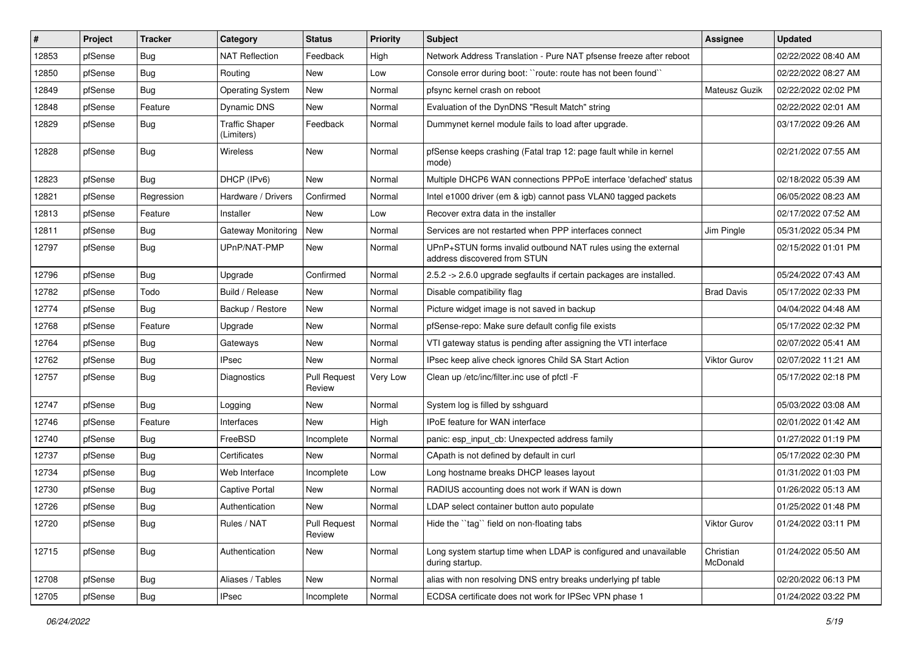| # | Project | Tracker | Category | Status | Priority | Subject | Assignee | Updated |
|---|---|---|---|---|---|---|---|---|
| 12853 | pfSense | Bug | NAT Reflection | Feedback | High | Network Address Translation - Pure NAT pfsense freeze after reboot | | 02/22/2022 08:40 AM |
| 12850 | pfSense | Bug | Routing | New | Low | Console error during boot: ``route: route has not been found`` | | 02/22/2022 08:27 AM |
| 12849 | pfSense | Bug | Operating System | New | Normal | pfsync kernel crash on reboot | Mateusz Guzik | 02/22/2022 02:02 PM |
| 12848 | pfSense | Feature | Dynamic DNS | New | Normal | Evaluation of the DynDNS "Result Match" string | | 02/22/2022 02:01 AM |
| 12829 | pfSense | Bug | Traffic Shaper (Limiters) | Feedback | Normal | Dummynet kernel module fails to load after upgrade. | | 03/17/2022 09:26 AM |
| 12828 | pfSense | Bug | Wireless | New | Normal | pfSense keeps crashing (Fatal trap 12: page fault while in kernel mode) | | 02/21/2022 07:55 AM |
| 12823 | pfSense | Bug | DHCP (IPv6) | New | Normal | Multiple DHCP6 WAN connections PPPoE interface 'defached' status | | 02/18/2022 05:39 AM |
| 12821 | pfSense | Regression | Hardware / Drivers | Confirmed | Normal | Intel e1000 driver (em & igb) cannot pass VLAN0 tagged packets | | 06/05/2022 08:23 AM |
| 12813 | pfSense | Feature | Installer | New | Low | Recover extra data in the installer | | 02/17/2022 07:52 AM |
| 12811 | pfSense | Bug | Gateway Monitoring | New | Normal | Services are not restarted when PPP interfaces connect | Jim Pingle | 05/31/2022 05:34 PM |
| 12797 | pfSense | Bug | UPnP/NAT-PMP | New | Normal | UPnP+STUN forms invalid outbound NAT rules using the external address discovered from STUN | | 02/15/2022 01:01 PM |
| 12796 | pfSense | Bug | Upgrade | Confirmed | Normal | 2.5.2 -> 2.6.0 upgrade segfaults if certain packages are installed. | | 05/24/2022 07:43 AM |
| 12782 | pfSense | Todo | Build / Release | New | Normal | Disable compatibility flag | Brad Davis | 05/17/2022 02:33 PM |
| 12774 | pfSense | Bug | Backup / Restore | New | Normal | Picture widget image is not saved in backup | | 04/04/2022 04:48 AM |
| 12768 | pfSense | Feature | Upgrade | New | Normal | pfSense-repo: Make sure default config file exists | | 05/17/2022 02:32 PM |
| 12764 | pfSense | Bug | Gateways | New | Normal | VTI gateway status is pending after assigning the VTI interface | | 02/07/2022 05:41 AM |
| 12762 | pfSense | Bug | IPsec | New | Normal | IPsec keep alive check ignores Child SA Start Action | Viktor Gurov | 02/07/2022 11:21 AM |
| 12757 | pfSense | Bug | Diagnostics | Pull Request Review | Very Low | Clean up /etc/inc/filter.inc use of pfctl -F | | 05/17/2022 02:18 PM |
| 12747 | pfSense | Bug | Logging | New | Normal | System log is filled by sshguard | | 05/03/2022 03:08 AM |
| 12746 | pfSense | Feature | Interfaces | New | High | IPoE feature for WAN interface | | 02/01/2022 01:42 AM |
| 12740 | pfSense | Bug | FreeBSD | Incomplete | Normal | panic: esp_input_cb: Unexpected address family | | 01/27/2022 01:19 PM |
| 12737 | pfSense | Bug | Certificates | New | Normal | CApath is not defined by default in curl | | 05/17/2022 02:30 PM |
| 12734 | pfSense | Bug | Web Interface | Incomplete | Low | Long hostname breaks DHCP leases layout | | 01/31/2022 01:03 PM |
| 12730 | pfSense | Bug | Captive Portal | New | Normal | RADIUS accounting does not work if WAN is down | | 01/26/2022 05:13 AM |
| 12726 | pfSense | Bug | Authentication | New | Normal | LDAP select container button auto populate | | 01/25/2022 01:48 PM |
| 12720 | pfSense | Bug | Rules / NAT | Pull Request Review | Normal | Hide the ``tag`` field on non-floating tabs | Viktor Gurov | 01/24/2022 03:11 PM |
| 12715 | pfSense | Bug | Authentication | New | Normal | Long system startup time when LDAP is configured and unavailable during startup. | Christian McDonald | 01/24/2022 05:50 AM |
| 12708 | pfSense | Bug | Aliases / Tables | New | Normal | alias with non resolving DNS entry breaks underlying pf table | | 02/20/2022 06:13 PM |
| 12705 | pfSense | Bug | IPsec | Incomplete | Normal | ECDSA certificate does not work for IPSec VPN phase 1 | | 01/24/2022 03:22 PM |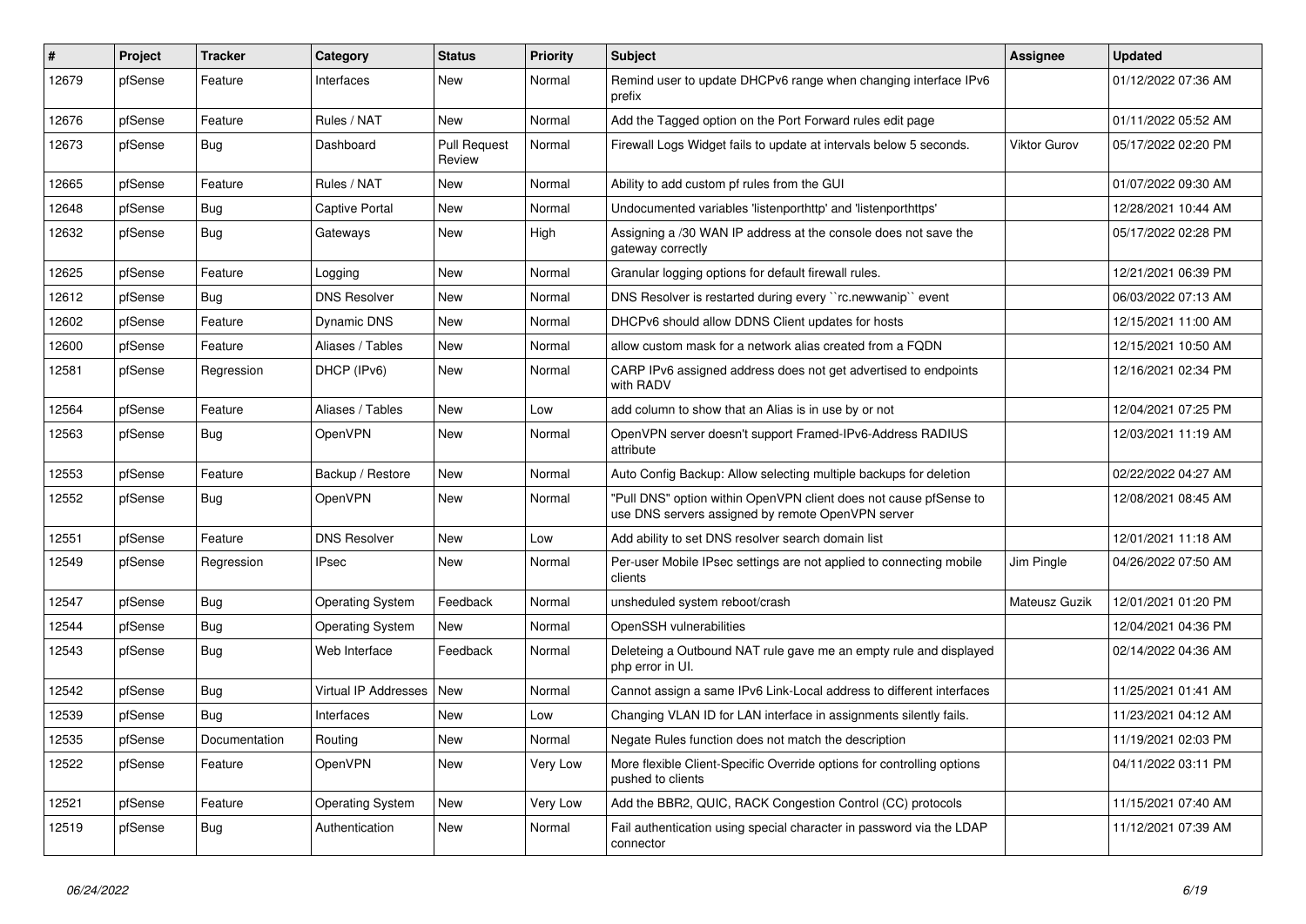| # | Project | Tracker | Category | Status | Priority | Subject | Assignee | Updated |
|---|---|---|---|---|---|---|---|---|
| 12679 | pfSense | Feature | Interfaces | New | Normal | Remind user to update DHCPv6 range when changing interface IPv6 prefix | | 01/12/2022 07:36 AM |
| 12676 | pfSense | Feature | Rules / NAT | New | Normal | Add the Tagged option on the Port Forward rules edit page | | 01/11/2022 05:52 AM |
| 12673 | pfSense | Bug | Dashboard | Pull Request Review | Normal | Firewall Logs Widget fails to update at intervals below 5 seconds. | Viktor Gurov | 05/17/2022 02:20 PM |
| 12665 | pfSense | Feature | Rules / NAT | New | Normal | Ability to add custom pf rules from the GUI | | 01/07/2022 09:30 AM |
| 12648 | pfSense | Bug | Captive Portal | New | Normal | Undocumented variables 'listenporthttp' and 'listenporthttps' | | 12/28/2021 10:44 AM |
| 12632 | pfSense | Bug | Gateways | New | High | Assigning a /30 WAN IP address at the console does not save the gateway correctly | | 05/17/2022 02:28 PM |
| 12625 | pfSense | Feature | Logging | New | Normal | Granular logging options for default firewall rules. | | 12/21/2021 06:39 PM |
| 12612 | pfSense | Bug | DNS Resolver | New | Normal | DNS Resolver is restarted during every ``rc.newwanip`` event | | 06/03/2022 07:13 AM |
| 12602 | pfSense | Feature | Dynamic DNS | New | Normal | DHCPv6 should allow DDNS Client updates for hosts | | 12/15/2021 11:00 AM |
| 12600 | pfSense | Feature | Aliases / Tables | New | Normal | allow custom mask for a network alias created from a FQDN | | 12/15/2021 10:50 AM |
| 12581 | pfSense | Regression | DHCP (IPv6) | New | Normal | CARP IPv6 assigned address does not get advertised to endpoints with RADV | | 12/16/2021 02:34 PM |
| 12564 | pfSense | Feature | Aliases / Tables | New | Low | add column to show that an Alias is in use by or not | | 12/04/2021 07:25 PM |
| 12563 | pfSense | Bug | OpenVPN | New | Normal | OpenVPN server doesn't support Framed-IPv6-Address RADIUS attribute | | 12/03/2021 11:19 AM |
| 12553 | pfSense | Feature | Backup / Restore | New | Normal | Auto Config Backup: Allow selecting multiple backups for deletion | | 02/22/2022 04:27 AM |
| 12552 | pfSense | Bug | OpenVPN | New | Normal | "Pull DNS" option within OpenVPN client does not cause pfSense to use DNS servers assigned by remote OpenVPN server | | 12/08/2021 08:45 AM |
| 12551 | pfSense | Feature | DNS Resolver | New | Low | Add ability to set DNS resolver search domain list | | 12/01/2021 11:18 AM |
| 12549 | pfSense | Regression | IPsec | New | Normal | Per-user Mobile IPsec settings are not applied to connecting mobile clients | Jim Pingle | 04/26/2022 07:50 AM |
| 12547 | pfSense | Bug | Operating System | Feedback | Normal | unsheduled system reboot/crash | Mateusz Guzik | 12/01/2021 01:20 PM |
| 12544 | pfSense | Bug | Operating System | New | Normal | OpenSSH vulnerabilities | | 12/04/2021 04:36 PM |
| 12543 | pfSense | Bug | Web Interface | Feedback | Normal | Deleteing a Outbound NAT rule gave me an empty rule and displayed php error in UI. | | 02/14/2022 04:36 AM |
| 12542 | pfSense | Bug | Virtual IP Addresses | New | Normal | Cannot assign a same IPv6 Link-Local address to different interfaces | | 11/25/2021 01:41 AM |
| 12539 | pfSense | Bug | Interfaces | New | Low | Changing VLAN ID for LAN interface in assignments silently fails. | | 11/23/2021 04:12 AM |
| 12535 | pfSense | Documentation | Routing | New | Normal | Negate Rules function does not match the description | | 11/19/2021 02:03 PM |
| 12522 | pfSense | Feature | OpenVPN | New | Very Low | More flexible Client-Specific Override options for controlling options pushed to clients | | 04/11/2022 03:11 PM |
| 12521 | pfSense | Feature | Operating System | New | Very Low | Add the BBR2, QUIC, RACK Congestion Control (CC) protocols | | 11/15/2021 07:40 AM |
| 12519 | pfSense | Bug | Authentication | New | Normal | Fail authentication using special character in password via the LDAP connector | | 11/12/2021 07:39 AM |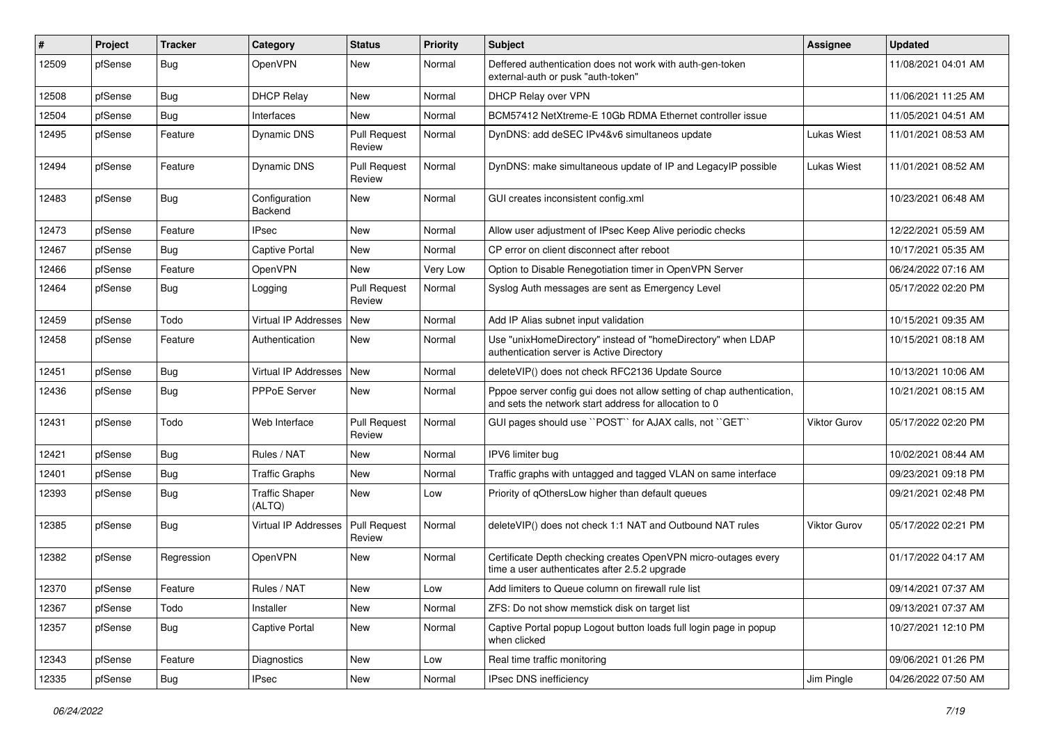| # | Project | Tracker | Category | Status | Priority | Subject | Assignee | Updated |
|---|---|---|---|---|---|---|---|---|
| 12509 | pfSense | Bug | OpenVPN | New | Normal | Deffered authentication does not work with auth-gen-token external-auth or pusk "auth-token" | | 11/08/2021 04:01 AM |
| 12508 | pfSense | Bug | DHCP Relay | New | Normal | DHCP Relay over VPN | | 11/06/2021 11:25 AM |
| 12504 | pfSense | Bug | Interfaces | New | Normal | BCM57412 NetXtreme-E 10Gb RDMA Ethernet controller issue | | 11/05/2021 04:51 AM |
| 12495 | pfSense | Feature | Dynamic DNS | Pull Request Review | Normal | DynDNS: add deSEC IPv4&v6 simultaneos update | Lukas Wiest | 11/01/2021 08:53 AM |
| 12494 | pfSense | Feature | Dynamic DNS | Pull Request Review | Normal | DynDNS: make simultaneous update of IP and LegacyIP possible | Lukas Wiest | 11/01/2021 08:52 AM |
| 12483 | pfSense | Bug | Configuration Backend | New | Normal | GUI creates inconsistent config.xml | | 10/23/2021 06:48 AM |
| 12473 | pfSense | Feature | IPsec | New | Normal | Allow user adjustment of IPsec Keep Alive periodic checks | | 12/22/2021 05:59 AM |
| 12467 | pfSense | Bug | Captive Portal | New | Normal | CP error on client disconnect after reboot | | 10/17/2021 05:35 AM |
| 12466 | pfSense | Feature | OpenVPN | New | Very Low | Option to Disable Renegotiation timer in OpenVPN Server | | 06/24/2022 07:16 AM |
| 12464 | pfSense | Bug | Logging | Pull Request Review | Normal | Syslog Auth messages are sent as Emergency Level | | 05/17/2022 02:20 PM |
| 12459 | pfSense | Todo | Virtual IP Addresses | New | Normal | Add IP Alias subnet input validation | | 10/15/2021 09:35 AM |
| 12458 | pfSense | Feature | Authentication | New | Normal | Use "unixHomeDirectory" instead of "homeDirectory" when LDAP authentication server is Active Directory | | 10/15/2021 08:18 AM |
| 12451 | pfSense | Bug | Virtual IP Addresses | New | Normal | deleteVIP() does not check RFC2136 Update Source | | 10/13/2021 10:06 AM |
| 12436 | pfSense | Bug | PPPoE Server | New | Normal | Pppoe server config gui does not allow setting of chap authentication, and sets the network start address for allocation to 0 | | 10/21/2021 08:15 AM |
| 12431 | pfSense | Todo | Web Interface | Pull Request Review | Normal | GUI pages should use ``POST`` for AJAX calls, not ``GET`` | Viktor Gurov | 05/17/2022 02:20 PM |
| 12421 | pfSense | Bug | Rules / NAT | New | Normal | IPV6 limiter bug | | 10/02/2021 08:44 AM |
| 12401 | pfSense | Bug | Traffic Graphs | New | Normal | Traffic graphs with untagged and tagged VLAN on same interface | | 09/23/2021 09:18 PM |
| 12393 | pfSense | Bug | Traffic Shaper (ALTQ) | New | Low | Priority of qOthersLow higher than default queues | | 09/21/2021 02:48 PM |
| 12385 | pfSense | Bug | Virtual IP Addresses | Pull Request Review | Normal | deleteVIP() does not check 1:1 NAT and Outbound NAT rules | Viktor Gurov | 05/17/2022 02:21 PM |
| 12382 | pfSense | Regression | OpenVPN | New | Normal | Certificate Depth checking creates OpenVPN micro-outages every time a user authenticates after 2.5.2 upgrade | | 01/17/2022 04:17 AM |
| 12370 | pfSense | Feature | Rules / NAT | New | Low | Add limiters to Queue column on firewall rule list | | 09/14/2021 07:37 AM |
| 12367 | pfSense | Todo | Installer | New | Normal | ZFS: Do not show memstick disk on target list | | 09/13/2021 07:37 AM |
| 12357 | pfSense | Bug | Captive Portal | New | Normal | Captive Portal popup Logout button loads full login page in popup when clicked | | 10/27/2021 12:10 PM |
| 12343 | pfSense | Feature | Diagnostics | New | Low | Real time traffic monitoring | | 09/06/2021 01:26 PM |
| 12335 | pfSense | Bug | IPsec | New | Normal | IPsec DNS inefficiency | Jim Pingle | 04/26/2022 07:50 AM |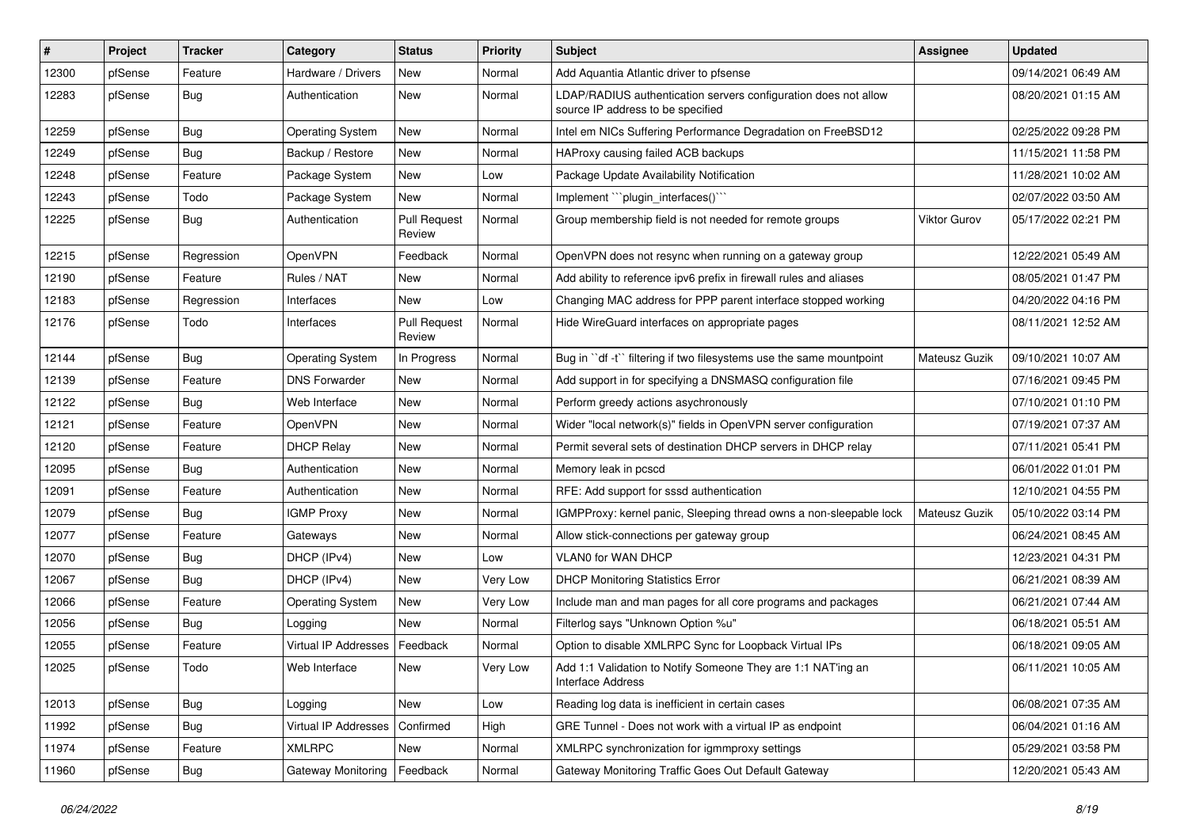| # | Project | Tracker | Category | Status | Priority | Subject | Assignee | Updated |
|---|---|---|---|---|---|---|---|---|
| 12300 | pfSense | Feature | Hardware / Drivers | New | Normal | Add Aquantia Atlantic driver to pfsense | | 09/14/2021 06:49 AM |
| 12283 | pfSense | Bug | Authentication | New | Normal | LDAP/RADIUS authentication servers configuration does not allow source IP address to be specified | | 08/20/2021 01:15 AM |
| 12259 | pfSense | Bug | Operating System | New | Normal | Intel em NICs Suffering Performance Degradation on FreeBSD12 | | 02/25/2022 09:28 PM |
| 12249 | pfSense | Bug | Backup / Restore | New | Normal | HAProxy causing failed ACB backups | | 11/15/2021 11:58 PM |
| 12248 | pfSense | Feature | Package System | New | Low | Package Update Availability Notification | | 11/28/2021 10:02 AM |
| 12243 | pfSense | Todo | Package System | New | Normal | Implement ```plugin_interfaces()``` | | 02/07/2022 03:50 AM |
| 12225 | pfSense | Bug | Authentication | Pull Request Review | Normal | Group membership field is not needed for remote groups | Viktor Gurov | 05/17/2022 02:21 PM |
| 12215 | pfSense | Regression | OpenVPN | Feedback | Normal | OpenVPN does not resync when running on a gateway group | | 12/22/2021 05:49 AM |
| 12190 | pfSense | Feature | Rules / NAT | New | Normal | Add ability to reference ipv6 prefix in firewall rules and aliases | | 08/05/2021 01:47 PM |
| 12183 | pfSense | Regression | Interfaces | New | Low | Changing MAC address for PPP parent interface stopped working | | 04/20/2022 04:16 PM |
| 12176 | pfSense | Todo | Interfaces | Pull Request Review | Normal | Hide WireGuard interfaces on appropriate pages | | 08/11/2021 12:52 AM |
| 12144 | pfSense | Bug | Operating System | In Progress | Normal | Bug in ``df -t`` filtering if two filesystems use the same mountpoint | Mateusz Guzik | 09/10/2021 10:07 AM |
| 12139 | pfSense | Feature | DNS Forwarder | New | Normal | Add support in for specifying a DNSMASQ configuration file | | 07/16/2021 09:45 PM |
| 12122 | pfSense | Bug | Web Interface | New | Normal | Perform greedy actions asychronously | | 07/10/2021 01:10 PM |
| 12121 | pfSense | Feature | OpenVPN | New | Normal | Wider "local network(s)" fields in OpenVPN server configuration | | 07/19/2021 07:37 AM |
| 12120 | pfSense | Feature | DHCP Relay | New | Normal | Permit several sets of destination DHCP servers in DHCP relay | | 07/11/2021 05:41 PM |
| 12095 | pfSense | Bug | Authentication | New | Normal | Memory leak in pcscd | | 06/01/2022 01:01 PM |
| 12091 | pfSense | Feature | Authentication | New | Normal | RFE: Add support for sssd authentication | | 12/10/2021 04:55 PM |
| 12079 | pfSense | Bug | IGMP Proxy | New | Normal | IGMPProxy: kernel panic, Sleeping thread owns a non-sleepable lock | Mateusz Guzik | 05/10/2022 03:14 PM |
| 12077 | pfSense | Feature | Gateways | New | Normal | Allow stick-connections per gateway group | | 06/24/2021 08:45 AM |
| 12070 | pfSense | Bug | DHCP (IPv4) | New | Low | VLAN0 for WAN DHCP | | 12/23/2021 04:31 PM |
| 12067 | pfSense | Bug | DHCP (IPv4) | New | Very Low | DHCP Monitoring Statistics Error | | 06/21/2021 08:39 AM |
| 12066 | pfSense | Feature | Operating System | New | Very Low | Include man and man pages for all core programs and packages | | 06/21/2021 07:44 AM |
| 12056 | pfSense | Bug | Logging | New | Normal | Filterlog says "Unknown Option %u" | | 06/18/2021 05:51 AM |
| 12055 | pfSense | Feature | Virtual IP Addresses | Feedback | Normal | Option to disable XMLRPC Sync for Loopback Virtual IPs | | 06/18/2021 09:05 AM |
| 12025 | pfSense | Todo | Web Interface | New | Very Low | Add 1:1 Validation to Notify Someone They are 1:1 NAT'ing an Interface Address | | 06/11/2021 10:05 AM |
| 12013 | pfSense | Bug | Logging | New | Low | Reading log data is inefficient in certain cases | | 06/08/2021 07:35 AM |
| 11992 | pfSense | Bug | Virtual IP Addresses | Confirmed | High | GRE Tunnel - Does not work with a virtual IP as endpoint | | 06/04/2021 01:16 AM |
| 11974 | pfSense | Feature | XMLRPC | New | Normal | XMLRPC synchronization for igmmproxy settings | | 05/29/2021 03:58 PM |
| 11960 | pfSense | Bug | Gateway Monitoring | Feedback | Normal | Gateway Monitoring Traffic Goes Out Default Gateway | | 12/20/2021 05:43 AM |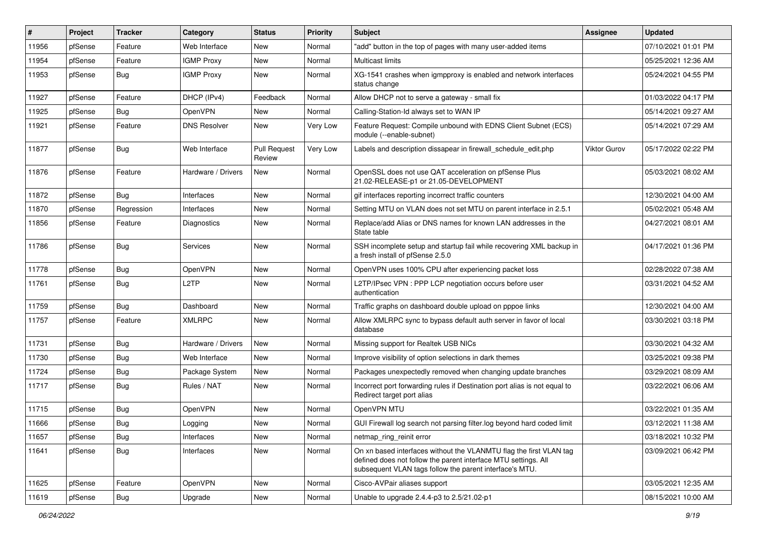| # | Project | Tracker | Category | Status | Priority | Subject | Assignee | Updated |
| --- | --- | --- | --- | --- | --- | --- | --- | --- |
| 11956 | pfSense | Feature | Web Interface | New | Normal | "add" button in the top of pages with many user-added items | | 07/10/2021 01:01 PM |
| 11954 | pfSense | Feature | IGMP Proxy | New | Normal | Multicast limits | | 05/25/2021 12:36 AM |
| 11953 | pfSense | Bug | IGMP Proxy | New | Normal | XG-1541 crashes when igmpproxy is enabled and network interfaces status change | | 05/24/2021 04:55 PM |
| 11927 | pfSense | Feature | DHCP (IPv4) | Feedback | Normal | Allow DHCP not to serve a gateway - small fix | | 01/03/2022 04:17 PM |
| 11925 | pfSense | Bug | OpenVPN | New | Normal | Calling-Station-Id always set to WAN IP | | 05/14/2021 09:27 AM |
| 11921 | pfSense | Feature | DNS Resolver | New | Very Low | Feature Request: Compile unbound with EDNS Client Subnet (ECS) module (--enable-subnet) | | 05/14/2021 07:29 AM |
| 11877 | pfSense | Bug | Web Interface | Pull Request Review | Very Low | Labels and description dissapear in firewall_schedule_edit.php | Viktor Gurov | 05/17/2022 02:22 PM |
| 11876 | pfSense | Feature | Hardware / Drivers | New | Normal | OpenSSL does not use QAT acceleration on pfSense Plus 21.02-RELEASE-p1 or 21.05-DEVELOPMENT | | 05/03/2021 08:02 AM |
| 11872 | pfSense | Bug | Interfaces | New | Normal | gif interfaces reporting incorrect traffic counters | | 12/30/2021 04:00 AM |
| 11870 | pfSense | Regression | Interfaces | New | Normal | Setting MTU on VLAN does not set MTU on parent interface in 2.5.1 | | 05/02/2021 05:48 AM |
| 11856 | pfSense | Feature | Diagnostics | New | Normal | Replace/add Alias or DNS names for known LAN addresses in the State table | | 04/27/2021 08:01 AM |
| 11786 | pfSense | Bug | Services | New | Normal | SSH incomplete setup and startup fail while recovering XML backup in a fresh install of pfSense 2.5.0 | | 04/17/2021 01:36 PM |
| 11778 | pfSense | Bug | OpenVPN | New | Normal | OpenVPN uses 100% CPU after experiencing packet loss | | 02/28/2022 07:38 AM |
| 11761 | pfSense | Bug | L2TP | New | Normal | L2TP/IPsec VPN : PPP LCP negotiation occurs before user authentication | | 03/31/2021 04:52 AM |
| 11759 | pfSense | Bug | Dashboard | New | Normal | Traffic graphs on dashboard double upload on pppoe links | | 12/30/2021 04:00 AM |
| 11757 | pfSense | Feature | XMLRPC | New | Normal | Allow XMLRPC sync to bypass default auth server in favor of local database | | 03/30/2021 03:18 PM |
| 11731 | pfSense | Bug | Hardware / Drivers | New | Normal | Missing support for Realtek USB NICs | | 03/30/2021 04:32 AM |
| 11730 | pfSense | Bug | Web Interface | New | Normal | Improve visibility of option selections in dark themes | | 03/25/2021 09:38 PM |
| 11724 | pfSense | Bug | Package System | New | Normal | Packages unexpectedly removed when changing update branches | | 03/29/2021 08:09 AM |
| 11717 | pfSense | Bug | Rules / NAT | New | Normal | Incorrect port forwarding rules if Destination port alias is not equal to Redirect target port alias | | 03/22/2021 06:06 AM |
| 11715 | pfSense | Bug | OpenVPN | New | Normal | OpenVPN MTU | | 03/22/2021 01:35 AM |
| 11666 | pfSense | Bug | Logging | New | Normal | GUI Firewall log search not parsing filter.log beyond hard coded limit | | 03/12/2021 11:38 AM |
| 11657 | pfSense | Bug | Interfaces | New | Normal | netmap_ring_reinit error | | 03/18/2021 10:32 PM |
| 11641 | pfSense | Bug | Interfaces | New | Normal | On xn based interfaces without the VLANMTU flag the first VLAN tag defined does not follow the parent interface MTU settings. All subsequent VLAN tags follow the parent interface's MTU. | | 03/09/2021 06:42 PM |
| 11625 | pfSense | Feature | OpenVPN | New | Normal | Cisco-AVPair aliases support | | 03/05/2021 12:35 AM |
| 11619 | pfSense | Bug | Upgrade | New | Normal | Unable to upgrade 2.4.4-p3 to 2.5/21.02-p1 | | 08/15/2021 10:00 AM |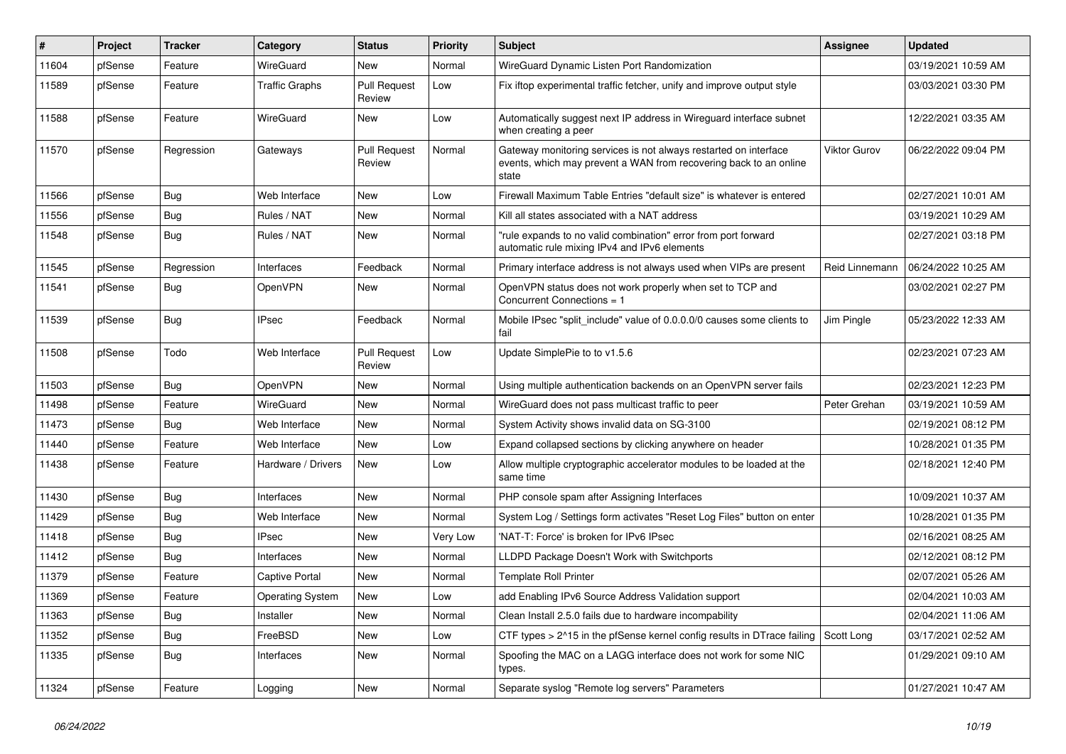| # | Project | Tracker | Category | Status | Priority | Subject | Assignee | Updated |
|---|---|---|---|---|---|---|---|---|
| 11604 | pfSense | Feature | WireGuard | New | Normal | WireGuard Dynamic Listen Port Randomization | | 03/19/2021 10:59 AM |
| 11589 | pfSense | Feature | Traffic Graphs | Pull Request Review | Low | Fix iftop experimental traffic fetcher, unify and improve output style | | 03/03/2021 03:30 PM |
| 11588 | pfSense | Feature | WireGuard | New | Low | Automatically suggest next IP address in Wireguard interface subnet when creating a peer | | 12/22/2021 03:35 AM |
| 11570 | pfSense | Regression | Gateways | Pull Request Review | Normal | Gateway monitoring services is not always restarted on interface events, which may prevent a WAN from recovering back to an online state | Viktor Gurov | 06/22/2022 09:04 PM |
| 11566 | pfSense | Bug | Web Interface | New | Low | Firewall Maximum Table Entries "default size" is whatever is entered | | 02/27/2021 10:01 AM |
| 11556 | pfSense | Bug | Rules / NAT | New | Normal | Kill all states associated with a NAT address | | 03/19/2021 10:29 AM |
| 11548 | pfSense | Bug | Rules / NAT | New | Normal | "rule expands to no valid combination" error from port forward automatic rule mixing IPv4 and IPv6 elements | | 02/27/2021 03:18 PM |
| 11545 | pfSense | Regression | Interfaces | Feedback | Normal | Primary interface address is not always used when VIPs are present | Reid Linnemann | 06/24/2022 10:25 AM |
| 11541 | pfSense | Bug | OpenVPN | New | Normal | OpenVPN status does not work properly when set to TCP and Concurrent Connections = 1 | | 03/02/2021 02:27 PM |
| 11539 | pfSense | Bug | IPsec | Feedback | Normal | Mobile IPsec "split_include" value of 0.0.0.0/0 causes some clients to fail | Jim Pingle | 05/23/2022 12:33 AM |
| 11508 | pfSense | Todo | Web Interface | Pull Request Review | Low | Update SimplePie to to v1.5.6 | | 02/23/2021 07:23 AM |
| 11503 | pfSense | Bug | OpenVPN | New | Normal | Using multiple authentication backends on an OpenVPN server fails | | 02/23/2021 12:23 PM |
| 11498 | pfSense | Feature | WireGuard | New | Normal | WireGuard does not pass multicast traffic to peer | Peter Grehan | 03/19/2021 10:59 AM |
| 11473 | pfSense | Bug | Web Interface | New | Normal | System Activity shows invalid data on SG-3100 | | 02/19/2021 08:12 PM |
| 11440 | pfSense | Feature | Web Interface | New | Low | Expand collapsed sections by clicking anywhere on header | | 10/28/2021 01:35 PM |
| 11438 | pfSense | Feature | Hardware / Drivers | New | Low | Allow multiple cryptographic accelerator modules to be loaded at the same time | | 02/18/2021 12:40 PM |
| 11430 | pfSense | Bug | Interfaces | New | Normal | PHP console spam after Assigning Interfaces | | 10/09/2021 10:37 AM |
| 11429 | pfSense | Bug | Web Interface | New | Normal | System Log / Settings form activates "Reset Log Files" button on enter | | 10/28/2021 01:35 PM |
| 11418 | pfSense | Bug | IPsec | New | Very Low | 'NAT-T: Force' is broken for IPv6 IPsec | | 02/16/2021 08:25 AM |
| 11412 | pfSense | Bug | Interfaces | New | Normal | LLDPD Package Doesn't Work with Switchports | | 02/12/2021 08:12 PM |
| 11379 | pfSense | Feature | Captive Portal | New | Normal | Template Roll Printer | | 02/07/2021 05:26 AM |
| 11369 | pfSense | Feature | Operating System | New | Low | add Enabling IPv6 Source Address Validation support | | 02/04/2021 10:03 AM |
| 11363 | pfSense | Bug | Installer | New | Normal | Clean Install 2.5.0 fails due to hardware incompability | | 02/04/2021 11:06 AM |
| 11352 | pfSense | Bug | FreeBSD | New | Low | CTF types > 2^15 in the pfSense kernel config results in DTrace failing | Scott Long | 03/17/2021 02:52 AM |
| 11335 | pfSense | Bug | Interfaces | New | Normal | Spoofing the MAC on a LAGG interface does not work for some NIC types. | | 01/29/2021 09:10 AM |
| 11324 | pfSense | Feature | Logging | New | Normal | Separate syslog "Remote log servers" Parameters | | 01/27/2021 10:47 AM |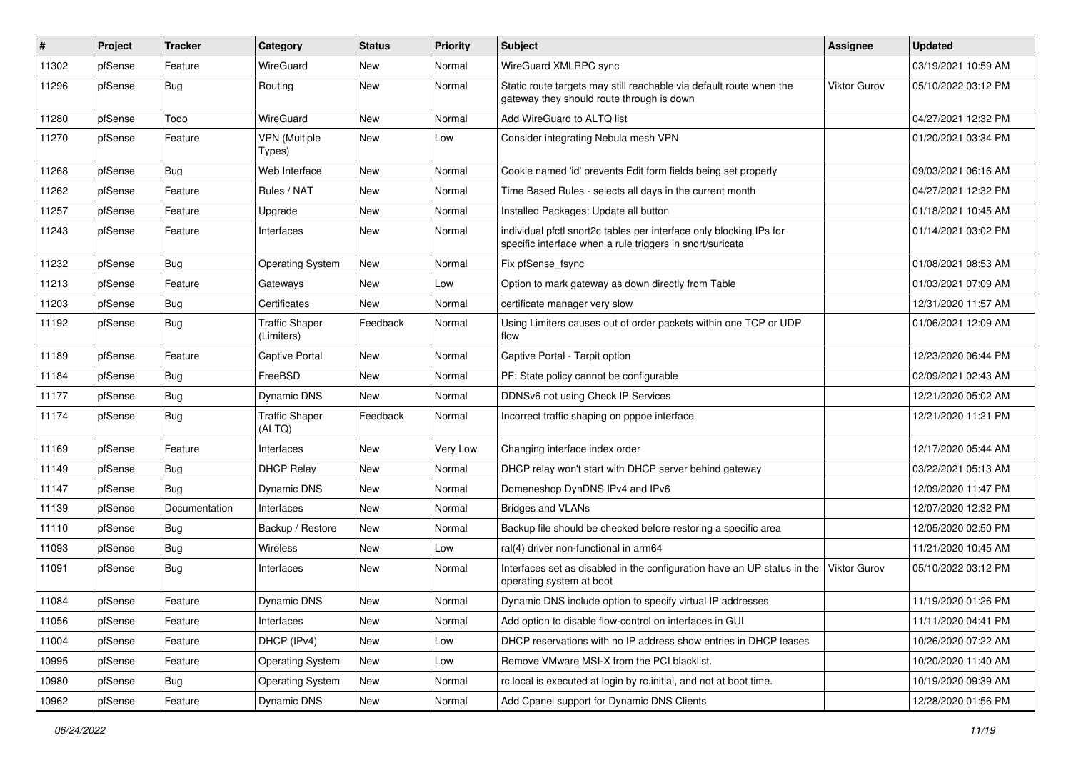| # | Project | Tracker | Category | Status | Priority | Subject | Assignee | Updated |
|---|---|---|---|---|---|---|---|---|
| 11302 | pfSense | Feature | WireGuard | New | Normal | WireGuard XMLRPC sync | | 03/19/2021 10:59 AM |
| 11296 | pfSense | Bug | Routing | New | Normal | Static route targets may still reachable via default route when the gateway they should route through is down | Viktor Gurov | 05/10/2022 03:12 PM |
| 11280 | pfSense | Todo | WireGuard | New | Normal | Add WireGuard to ALTQ list | | 04/27/2021 12:32 PM |
| 11270 | pfSense | Feature | VPN (Multiple Types) | New | Low | Consider integrating Nebula mesh VPN | | 01/20/2021 03:34 PM |
| 11268 | pfSense | Bug | Web Interface | New | Normal | Cookie named 'id' prevents Edit form fields being set properly | | 09/03/2021 06:16 AM |
| 11262 | pfSense | Feature | Rules / NAT | New | Normal | Time Based Rules - selects all days in the current month | | 04/27/2021 12:32 PM |
| 11257 | pfSense | Feature | Upgrade | New | Normal | Installed Packages: Update all button | | 01/18/2021 10:45 AM |
| 11243 | pfSense | Feature | Interfaces | New | Normal | individual pfctl snort2c tables per interface only blocking IPs for specific interface when a rule triggers in snort/suricata | | 01/14/2021 03:02 PM |
| 11232 | pfSense | Bug | Operating System | New | Normal | Fix pfSense_fsync | | 01/08/2021 08:53 AM |
| 11213 | pfSense | Feature | Gateways | New | Low | Option to mark gateway as down directly from Table | | 01/03/2021 07:09 AM |
| 11203 | pfSense | Bug | Certificates | New | Normal | certificate manager very slow | | 12/31/2020 11:57 AM |
| 11192 | pfSense | Bug | Traffic Shaper (Limiters) | Feedback | Normal | Using Limiters causes out of order packets within one TCP or UDP flow | | 01/06/2021 12:09 AM |
| 11189 | pfSense | Feature | Captive Portal | New | Normal | Captive Portal - Tarpit option | | 12/23/2020 06:44 PM |
| 11184 | pfSense | Bug | FreeBSD | New | Normal | PF: State policy cannot be configurable | | 02/09/2021 02:43 AM |
| 11177 | pfSense | Bug | Dynamic DNS | New | Normal | DDNSv6 not using Check IP Services | | 12/21/2020 05:02 AM |
| 11174 | pfSense | Bug | Traffic Shaper (ALTQ) | Feedback | Normal | Incorrect traffic shaping on pppoe interface | | 12/21/2020 11:21 PM |
| 11169 | pfSense | Feature | Interfaces | New | Very Low | Changing interface index order | | 12/17/2020 05:44 AM |
| 11149 | pfSense | Bug | DHCP Relay | New | Normal | DHCP relay won't start with DHCP server behind gateway | | 03/22/2021 05:13 AM |
| 11147 | pfSense | Bug | Dynamic DNS | New | Normal | Domeneshop DynDNS IPv4 and IPv6 | | 12/09/2020 11:47 PM |
| 11139 | pfSense | Documentation | Interfaces | New | Normal | Bridges and VLANs | | 12/07/2020 12:32 PM |
| 11110 | pfSense | Bug | Backup / Restore | New | Normal | Backup file should be checked before restoring a specific area | | 12/05/2020 02:50 PM |
| 11093 | pfSense | Bug | Wireless | New | Low | ral(4) driver non-functional in arm64 | | 11/21/2020 10:45 AM |
| 11091 | pfSense | Bug | Interfaces | New | Normal | Interfaces set as disabled in the configuration have an UP status in the operating system at boot | Viktor Gurov | 05/10/2022 03:12 PM |
| 11084 | pfSense | Feature | Dynamic DNS | New | Normal | Dynamic DNS include option to specify virtual IP addresses | | 11/19/2020 01:26 PM |
| 11056 | pfSense | Feature | Interfaces | New | Normal | Add option to disable flow-control on interfaces in GUI | | 11/11/2020 04:41 PM |
| 11004 | pfSense | Feature | DHCP (IPv4) | New | Low | DHCP reservations with no IP address show entries in DHCP leases | | 10/26/2020 07:22 AM |
| 10995 | pfSense | Feature | Operating System | New | Low | Remove VMware MSI-X from the PCI blacklist. | | 10/20/2020 11:40 AM |
| 10980 | pfSense | Bug | Operating System | New | Normal | rc.local is executed at login by rc.initial, and not at boot time. | | 10/19/2020 09:39 AM |
| 10962 | pfSense | Feature | Dynamic DNS | New | Normal | Add Cpanel support for Dynamic DNS Clients | | 12/28/2020 01:56 PM |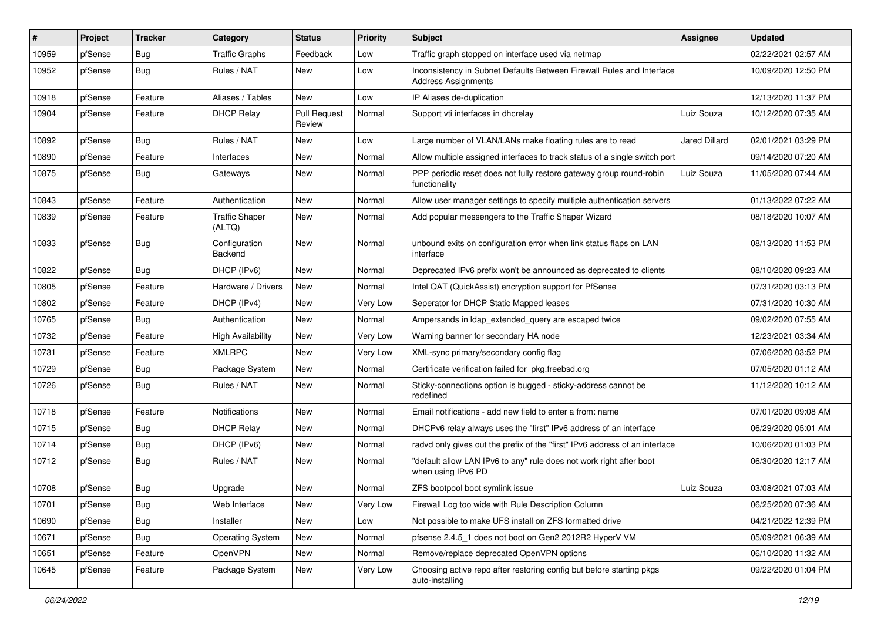| # | Project | Tracker | Category | Status | Priority | Subject | Assignee | Updated |
| --- | --- | --- | --- | --- | --- | --- | --- | --- |
| 10959 | pfSense | Bug | Traffic Graphs | Feedback | Low | Traffic graph stopped on interface used via netmap | | 02/22/2021 02:57 AM |
| 10952 | pfSense | Bug | Rules / NAT | New | Low | Inconsistency in Subnet Defaults Between Firewall Rules and Interface Address Assignments | | 10/09/2020 12:50 PM |
| 10918 | pfSense | Feature | Aliases / Tables | New | Low | IP Aliases de-duplication | | 12/13/2020 11:37 PM |
| 10904 | pfSense | Feature | DHCP Relay | Pull Request Review | Normal | Support vti interfaces in dhcrelay | Luiz Souza | 10/12/2020 07:35 AM |
| 10892 | pfSense | Bug | Rules / NAT | New | Low | Large number of VLAN/LANs make floating rules are to read | Jared Dillard | 02/01/2021 03:29 PM |
| 10890 | pfSense | Feature | Interfaces | New | Normal | Allow multiple assigned interfaces to track status of a single switch port | | 09/14/2020 07:20 AM |
| 10875 | pfSense | Bug | Gateways | New | Normal | PPP periodic reset does not fully restore gateway group round-robin functionality | Luiz Souza | 11/05/2020 07:44 AM |
| 10843 | pfSense | Feature | Authentication | New | Normal | Allow user manager settings to specify multiple authentication servers | | 01/13/2022 07:22 AM |
| 10839 | pfSense | Feature | Traffic Shaper (ALTQ) | New | Normal | Add popular messengers to the Traffic Shaper Wizard | | 08/18/2020 10:07 AM |
| 10833 | pfSense | Bug | Configuration Backend | New | Normal | unbound exits on configuration error when link status flaps on LAN interface | | 08/13/2020 11:53 PM |
| 10822 | pfSense | Bug | DHCP (IPv6) | New | Normal | Deprecated IPv6 prefix won't be announced as deprecated to clients | | 08/10/2020 09:23 AM |
| 10805 | pfSense | Feature | Hardware / Drivers | New | Normal | Intel QAT (QuickAssist) encryption support for PfSense | | 07/31/2020 03:13 PM |
| 10802 | pfSense | Feature | DHCP (IPv4) | New | Very Low | Seperator for DHCP Static Mapped leases | | 07/31/2020 10:30 AM |
| 10765 | pfSense | Bug | Authentication | New | Normal | Ampersands in ldap_extended_query are escaped twice | | 09/02/2020 07:55 AM |
| 10732 | pfSense | Feature | High Availability | New | Very Low | Warning banner for secondary HA node | | 12/23/2021 03:34 AM |
| 10731 | pfSense | Feature | XMLRPC | New | Very Low | XML-sync primary/secondary config flag | | 07/06/2020 03:52 PM |
| 10729 | pfSense | Bug | Package System | New | Normal | Certificate verification failed for pkg.freebsd.org | | 07/05/2020 01:12 AM |
| 10726 | pfSense | Bug | Rules / NAT | New | Normal | Sticky-connections option is bugged - sticky-address cannot be redefined | | 11/12/2020 10:12 AM |
| 10718 | pfSense | Feature | Notifications | New | Normal | Email notifications - add new field to enter a from: name | | 07/01/2020 09:08 AM |
| 10715 | pfSense | Bug | DHCP Relay | New | Normal | DHCPv6 relay always uses the "first" IPv6 address of an interface | | 06/29/2020 05:01 AM |
| 10714 | pfSense | Bug | DHCP (IPv6) | New | Normal | radvd only gives out the prefix of the "first" IPv6 address of an interface | | 10/06/2020 01:03 PM |
| 10712 | pfSense | Bug | Rules / NAT | New | Normal | "default allow LAN IPv6 to any" rule does not work right after boot when using IPv6 PD | | 06/30/2020 12:17 AM |
| 10708 | pfSense | Bug | Upgrade | New | Normal | ZFS bootpool boot symlink issue | Luiz Souza | 03/08/2021 07:03 AM |
| 10701 | pfSense | Bug | Web Interface | New | Very Low | Firewall Log too wide with Rule Description Column | | 06/25/2020 07:36 AM |
| 10690 | pfSense | Bug | Installer | New | Low | Not possible to make UFS install on ZFS formatted drive | | 04/21/2022 12:39 PM |
| 10671 | pfSense | Bug | Operating System | New | Normal | pfsense 2.4.5_1 does not boot on Gen2 2012R2 HyperV VM | | 05/09/2021 06:39 AM |
| 10651 | pfSense | Feature | OpenVPN | New | Normal | Remove/replace deprecated OpenVPN options | | 06/10/2020 11:32 AM |
| 10645 | pfSense | Feature | Package System | New | Very Low | Choosing active repo after restoring config but before starting pkgs auto-installing | | 09/22/2020 01:04 PM |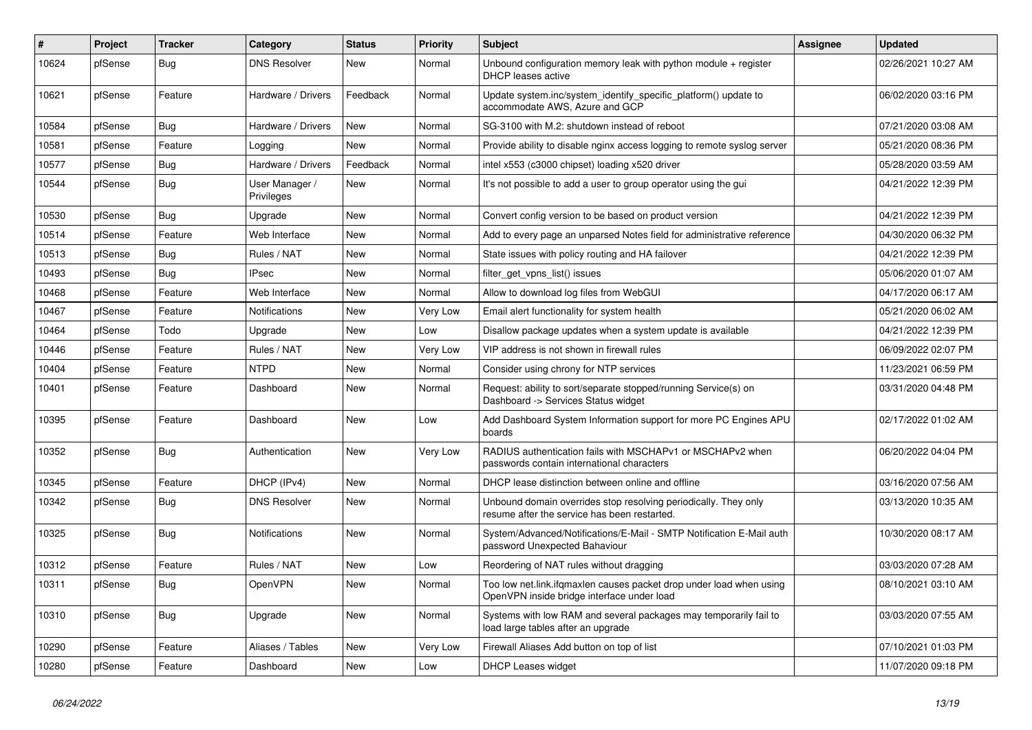| # | Project | Tracker | Category | Status | Priority | Subject | Assignee | Updated |
|---|---|---|---|---|---|---|---|---|
| 10624 | pfSense | Bug | DNS Resolver | New | Normal | Unbound configuration memory leak with python module + register DHCP leases active | | 02/26/2021 10:27 AM |
| 10621 | pfSense | Feature | Hardware / Drivers | Feedback | Normal | Update system.inc/system_identify_specific_platform() update to accommodate AWS, Azure and GCP | | 06/02/2020 03:16 PM |
| 10584 | pfSense | Bug | Hardware / Drivers | New | Normal | SG-3100 with M.2: shutdown instead of reboot | | 07/21/2020 03:08 AM |
| 10581 | pfSense | Feature | Logging | New | Normal | Provide ability to disable nginx access logging to remote syslog server | | 05/21/2020 08:36 PM |
| 10577 | pfSense | Bug | Hardware / Drivers | Feedback | Normal | intel x553 (c3000 chipset) loading x520 driver | | 05/28/2020 03:59 AM |
| 10544 | pfSense | Bug | User Manager / Privileges | New | Normal | It's not possible to add a user to group operator using the gui | | 04/21/2022 12:39 PM |
| 10530 | pfSense | Bug | Upgrade | New | Normal | Convert config version to be based on product version | | 04/21/2022 12:39 PM |
| 10514 | pfSense | Feature | Web Interface | New | Normal | Add to every page an unparsed Notes field for administrative reference | | 04/30/2020 06:32 PM |
| 10513 | pfSense | Bug | Rules / NAT | New | Normal | State issues with policy routing and HA failover | | 04/21/2022 12:39 PM |
| 10493 | pfSense | Bug | IPsec | New | Normal | filter_get_vpns_list() issues | | 05/06/2020 01:07 AM |
| 10468 | pfSense | Feature | Web Interface | New | Normal | Allow to download log files from WebGUI | | 04/17/2020 06:17 AM |
| 10467 | pfSense | Feature | Notifications | New | Very Low | Email alert functionality for system health | | 05/21/2020 06:02 AM |
| 10464 | pfSense | Todo | Upgrade | New | Low | Disallow package updates when a system update is available | | 04/21/2022 12:39 PM |
| 10446 | pfSense | Feature | Rules / NAT | New | Very Low | VIP address is not shown in firewall rules | | 06/09/2022 02:07 PM |
| 10404 | pfSense | Feature | NTPD | New | Normal | Consider using chrony for NTP services | | 11/23/2021 06:59 PM |
| 10401 | pfSense | Feature | Dashboard | New | Normal | Request: ability to sort/separate stopped/running Service(s) on Dashboard -> Services Status widget | | 03/31/2020 04:48 PM |
| 10395 | pfSense | Feature | Dashboard | New | Low | Add Dashboard System Information support for more PC Engines APU boards | | 02/17/2022 01:02 AM |
| 10352 | pfSense | Bug | Authentication | New | Very Low | RADIUS authentication fails with MSCHAPv1 or MSCHAPv2 when passwords contain international characters | | 06/20/2022 04:04 PM |
| 10345 | pfSense | Feature | DHCP (IPv4) | New | Normal | DHCP lease distinction between online and offline | | 03/16/2020 07:56 AM |
| 10342 | pfSense | Bug | DNS Resolver | New | Normal | Unbound domain overrides stop resolving periodically. They only resume after the service has been restarted. | | 03/13/2020 10:35 AM |
| 10325 | pfSense | Bug | Notifications | New | Normal | System/Advanced/Notifications/E-Mail - SMTP Notification E-Mail auth password Unexpected Bahaviour | | 10/30/2020 08:17 AM |
| 10312 | pfSense | Feature | Rules / NAT | New | Low | Reordering of NAT rules without dragging | | 03/03/2020 07:28 AM |
| 10311 | pfSense | Bug | OpenVPN | New | Normal | Too low net.link.ifqmaxlen causes packet drop under load when using OpenVPN inside bridge interface under load | | 08/10/2021 03:10 AM |
| 10310 | pfSense | Bug | Upgrade | New | Normal | Systems with low RAM and several packages may temporarily fail to load large tables after an upgrade | | 03/03/2020 07:55 AM |
| 10290 | pfSense | Feature | Aliases / Tables | New | Very Low | Firewall Aliases Add button on top of list | | 07/10/2021 01:03 PM |
| 10280 | pfSense | Feature | Dashboard | New | Low | DHCP Leases widget | | 11/07/2020 09:18 PM |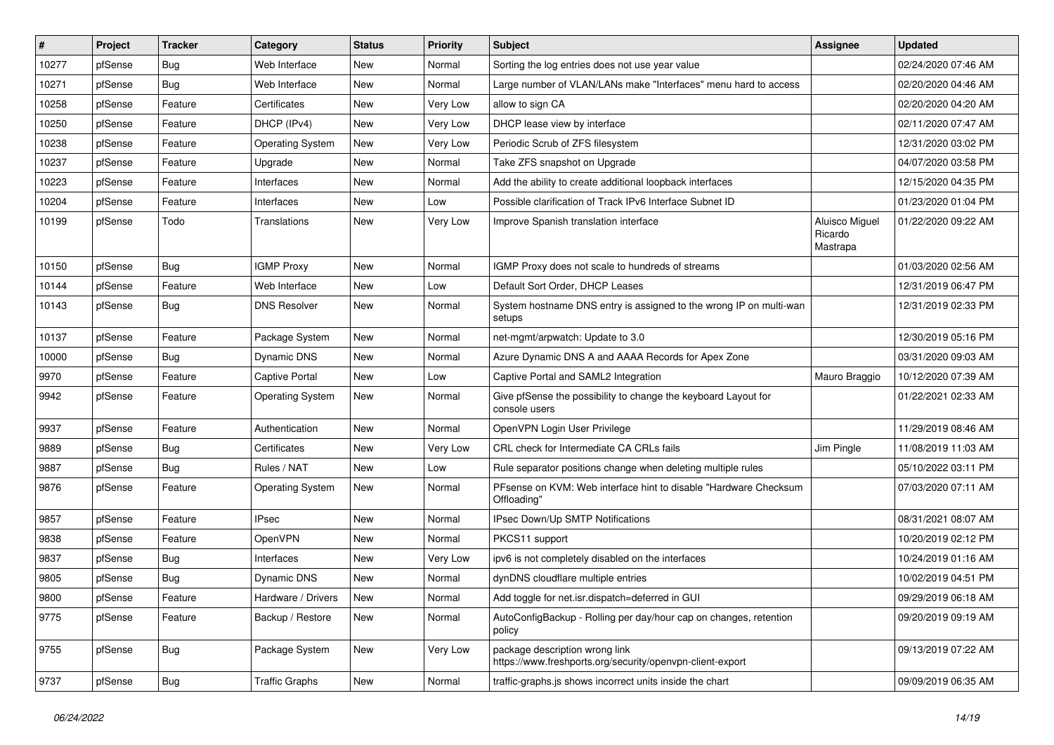| # | Project | Tracker | Category | Status | Priority | Subject | Assignee | Updated |
|---|---|---|---|---|---|---|---|---|
| 10277 | pfSense | Bug | Web Interface | New | Normal | Sorting the log entries does not use year value | | 02/24/2020 07:46 AM |
| 10271 | pfSense | Bug | Web Interface | New | Normal | Large number of VLAN/LANs make "Interfaces" menu hard to access | | 02/20/2020 04:46 AM |
| 10258 | pfSense | Feature | Certificates | New | Very Low | allow to sign CA | | 02/20/2020 04:20 AM |
| 10250 | pfSense | Feature | DHCP (IPv4) | New | Very Low | DHCP lease view by interface | | 02/11/2020 07:47 AM |
| 10238 | pfSense | Feature | Operating System | New | Very Low | Periodic Scrub of ZFS filesystem | | 12/31/2020 03:02 PM |
| 10237 | pfSense | Feature | Upgrade | New | Normal | Take ZFS snapshot on Upgrade | | 04/07/2020 03:58 PM |
| 10223 | pfSense | Feature | Interfaces | New | Normal | Add the ability to create additional loopback interfaces | | 12/15/2020 04:35 PM |
| 10204 | pfSense | Feature | Interfaces | New | Low | Possible clarification of Track IPv6 Interface Subnet ID | | 01/23/2020 01:04 PM |
| 10199 | pfSense | Todo | Translations | New | Very Low | Improve Spanish translation interface | Aluisco Miguel Ricardo Mastrapa | 01/22/2020 09:22 AM |
| 10150 | pfSense | Bug | IGMP Proxy | New | Normal | IGMP Proxy does not scale to hundreds of streams | | 01/03/2020 02:56 AM |
| 10144 | pfSense | Feature | Web Interface | New | Low | Default Sort Order, DHCP Leases | | 12/31/2019 06:47 PM |
| 10143 | pfSense | Bug | DNS Resolver | New | Normal | System hostname DNS entry is assigned to the wrong IP on multi-wan setups | | 12/31/2019 02:33 PM |
| 10137 | pfSense | Feature | Package System | New | Normal | net-mgmt/arpwatch: Update to 3.0 | | 12/30/2019 05:16 PM |
| 10000 | pfSense | Bug | Dynamic DNS | New | Normal | Azure Dynamic DNS A and AAAA Records for Apex Zone | | 03/31/2020 09:03 AM |
| 9970 | pfSense | Feature | Captive Portal | New | Low | Captive Portal and SAML2 Integration | Mauro Braggio | 10/12/2020 07:39 AM |
| 9942 | pfSense | Feature | Operating System | New | Normal | Give pfSense the possibility to change the keyboard Layout for console users | | 01/22/2021 02:33 AM |
| 9937 | pfSense | Feature | Authentication | New | Normal | OpenVPN Login User Privilege | | 11/29/2019 08:46 AM |
| 9889 | pfSense | Bug | Certificates | New | Very Low | CRL check for Intermediate CA CRLs fails | Jim Pingle | 11/08/2019 11:03 AM |
| 9887 | pfSense | Bug | Rules / NAT | New | Low | Rule separator positions change when deleting multiple rules | | 05/10/2022 03:11 PM |
| 9876 | pfSense | Feature | Operating System | New | Normal | PFsense on KVM: Web interface hint to disable "Hardware Checksum Offloading" | | 07/03/2020 07:11 AM |
| 9857 | pfSense | Feature | IPsec | New | Normal | IPsec Down/Up SMTP Notifications | | 08/31/2021 08:07 AM |
| 9838 | pfSense | Feature | OpenVPN | New | Normal | PKCS11 support | | 10/20/2019 02:12 PM |
| 9837 | pfSense | Bug | Interfaces | New | Very Low | ipv6 is not completely disabled on the interfaces | | 10/24/2019 01:16 AM |
| 9805 | pfSense | Bug | Dynamic DNS | New | Normal | dynDNS cloudflare multiple entries | | 10/02/2019 04:51 PM |
| 9800 | pfSense | Feature | Hardware / Drivers | New | Normal | Add toggle for net.isr.dispatch=deferred in GUI | | 09/29/2019 06:18 AM |
| 9775 | pfSense | Feature | Backup / Restore | New | Normal | AutoConfigBackup - Rolling per day/hour cap on changes, retention policy | | 09/20/2019 09:19 AM |
| 9755 | pfSense | Bug | Package System | New | Very Low | package description wrong link https://www.freshports.org/security/openvpn-client-export | | 09/13/2019 07:22 AM |
| 9737 | pfSense | Bug | Traffic Graphs | New | Normal | traffic-graphs.js shows incorrect units inside the chart | | 09/09/2019 06:35 AM |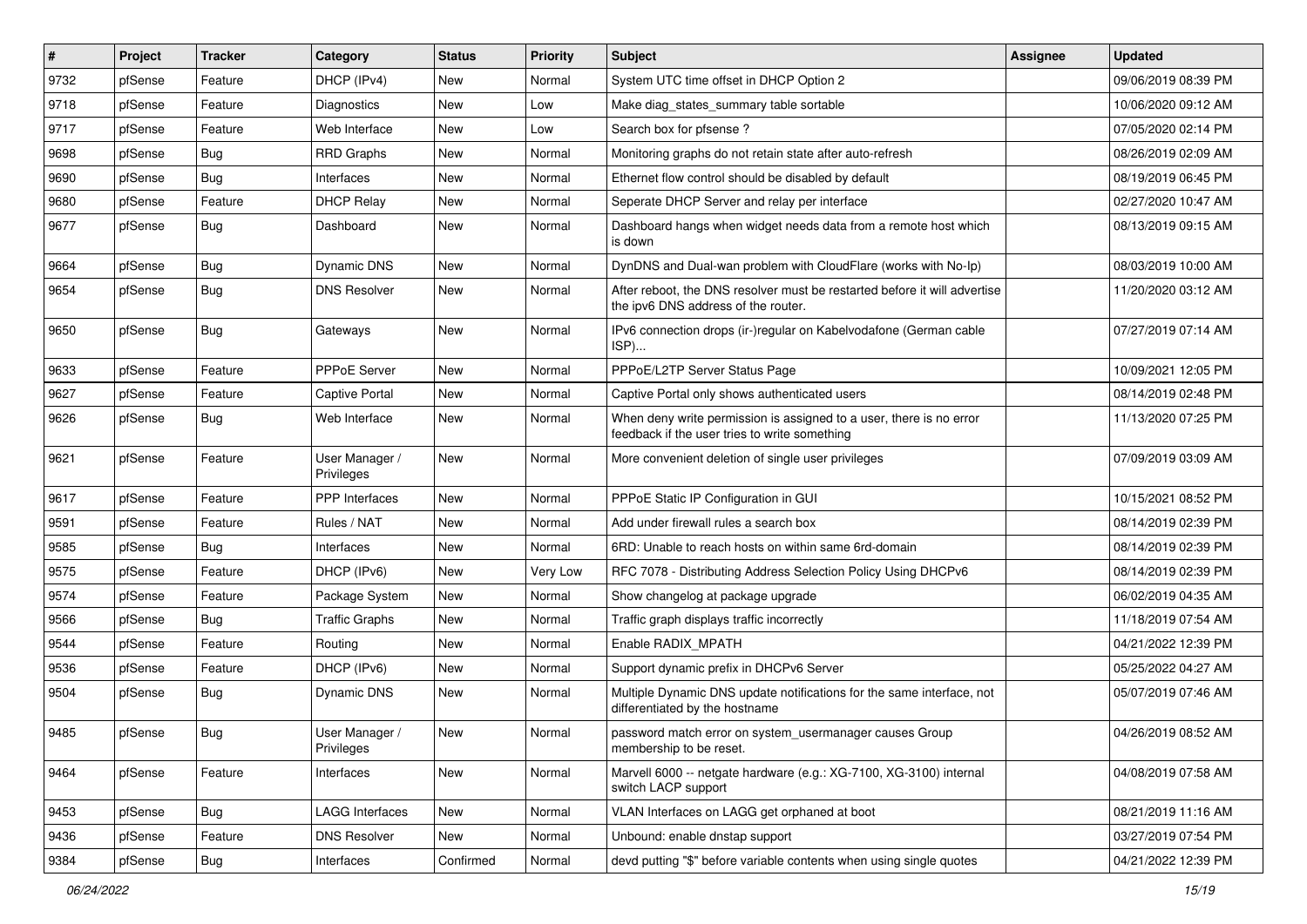| # | Project | Tracker | Category | Status | Priority | Subject | Assignee | Updated |
|---|---|---|---|---|---|---|---|---|
| 9732 | pfSense | Feature | DHCP (IPv4) | New | Normal | System UTC time offset in DHCP Option 2 | | 09/06/2019 08:39 PM |
| 9718 | pfSense | Feature | Diagnostics | New | Low | Make diag_states_summary table sortable | | 10/06/2020 09:12 AM |
| 9717 | pfSense | Feature | Web Interface | New | Low | Search box for pfsense ? | | 07/05/2020 02:14 PM |
| 9698 | pfSense | Bug | RRD Graphs | New | Normal | Monitoring graphs do not retain state after auto-refresh | | 08/26/2019 02:09 AM |
| 9690 | pfSense | Bug | Interfaces | New | Normal | Ethernet flow control should be disabled by default | | 08/19/2019 06:45 PM |
| 9680 | pfSense | Feature | DHCP Relay | New | Normal | Seperate DHCP Server and relay per interface | | 02/27/2020 10:47 AM |
| 9677 | pfSense | Bug | Dashboard | New | Normal | Dashboard hangs when widget needs data from a remote host which is down | | 08/13/2019 09:15 AM |
| 9664 | pfSense | Bug | Dynamic DNS | New | Normal | DynDNS and Dual-wan problem with CloudFlare (works with No-Ip) | | 08/03/2019 10:00 AM |
| 9654 | pfSense | Bug | DNS Resolver | New | Normal | After reboot, the DNS resolver must be restarted before it will advertise the ipv6 DNS address of the router. | | 11/20/2020 03:12 AM |
| 9650 | pfSense | Bug | Gateways | New | Normal | IPv6 connection drops (ir-)regular on Kabelvodafone (German cable ISP)... | | 07/27/2019 07:14 AM |
| 9633 | pfSense | Feature | PPPoE Server | New | Normal | PPPoE/L2TP Server Status Page | | 10/09/2021 12:05 PM |
| 9627 | pfSense | Feature | Captive Portal | New | Normal | Captive Portal only shows authenticated users | | 08/14/2019 02:48 PM |
| 9626 | pfSense | Bug | Web Interface | New | Normal | When deny write permission is assigned to a user, there is no error feedback if the user tries to write something | | 11/13/2020 07:25 PM |
| 9621 | pfSense | Feature | User Manager / Privileges | New | Normal | More convenient deletion of single user privileges | | 07/09/2019 03:09 AM |
| 9617 | pfSense | Feature | PPP Interfaces | New | Normal | PPPoE Static IP Configuration in GUI | | 10/15/2021 08:52 PM |
| 9591 | pfSense | Feature | Rules / NAT | New | Normal | Add under firewall rules a search box | | 08/14/2019 02:39 PM |
| 9585 | pfSense | Bug | Interfaces | New | Normal | 6RD: Unable to reach hosts on within same 6rd-domain | | 08/14/2019 02:39 PM |
| 9575 | pfSense | Feature | DHCP (IPv6) | New | Very Low | RFC 7078 - Distributing Address Selection Policy Using DHCPv6 | | 08/14/2019 02:39 PM |
| 9574 | pfSense | Feature | Package System | New | Normal | Show changelog at package upgrade | | 06/02/2019 04:35 AM |
| 9566 | pfSense | Bug | Traffic Graphs | New | Normal | Traffic graph displays traffic incorrectly | | 11/18/2019 07:54 AM |
| 9544 | pfSense | Feature | Routing | New | Normal | Enable RADIX_MPATH | | 04/21/2022 12:39 PM |
| 9536 | pfSense | Feature | DHCP (IPv6) | New | Normal | Support dynamic prefix in DHCPv6 Server | | 05/25/2022 04:27 AM |
| 9504 | pfSense | Bug | Dynamic DNS | New | Normal | Multiple Dynamic DNS update notifications for the same interface, not differentiated by the hostname | | 05/07/2019 07:46 AM |
| 9485 | pfSense | Bug | User Manager / Privileges | New | Normal | password match error on system_usermanager causes Group membership to be reset. | | 04/26/2019 08:52 AM |
| 9464 | pfSense | Feature | Interfaces | New | Normal | Marvell 6000 -- netgate hardware (e.g.: XG-7100, XG-3100) internal switch LACP support | | 04/08/2019 07:58 AM |
| 9453 | pfSense | Bug | LAGG Interfaces | New | Normal | VLAN Interfaces on LAGG get orphaned at boot | | 08/21/2019 11:16 AM |
| 9436 | pfSense | Feature | DNS Resolver | New | Normal | Unbound: enable dnstap support | | 03/27/2019 07:54 PM |
| 9384 | pfSense | Bug | Interfaces | Confirmed | Normal | devd putting "$" before variable contents when using single quotes | | 04/21/2022 12:39 PM |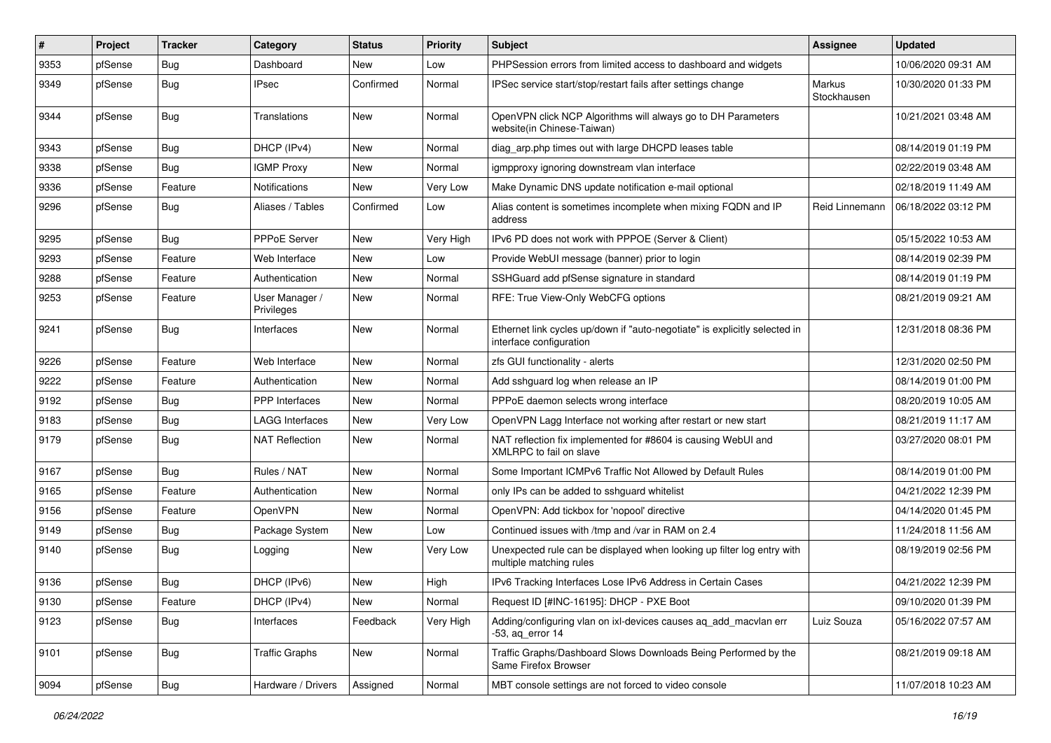| # | Project | Tracker | Category | Status | Priority | Subject | Assignee | Updated |
|---|---|---|---|---|---|---|---|---|
| 9353 | pfSense | Bug | Dashboard | New | Low | PHPSession errors from limited access to dashboard and widgets | | 10/06/2020 09:31 AM |
| 9349 | pfSense | Bug | IPsec | Confirmed | Normal | IPSec service start/stop/restart fails after settings change | Markus Stockhausen | 10/30/2020 01:33 PM |
| 9344 | pfSense | Bug | Translations | New | Normal | OpenVPN click NCP Algorithms will always go to DH Parameters website(in Chinese-Taiwan) | | 10/21/2021 03:48 AM |
| 9343 | pfSense | Bug | DHCP (IPv4) | New | Normal | diag_arp.php times out with large DHCPD leases table | | 08/14/2019 01:19 PM |
| 9338 | pfSense | Bug | IGMP Proxy | New | Normal | igmpproxy ignoring downstream vlan interface | | 02/22/2019 03:48 AM |
| 9336 | pfSense | Feature | Notifications | New | Very Low | Make Dynamic DNS update notification e-mail optional | | 02/18/2019 11:49 AM |
| 9296 | pfSense | Bug | Aliases / Tables | Confirmed | Low | Alias content is sometimes incomplete when mixing FQDN and IP address | Reid Linnemann | 06/18/2022 03:12 PM |
| 9295 | pfSense | Bug | PPPoE Server | New | Very High | IPv6 PD does not work with PPPOE (Server & Client) | | 05/15/2022 10:53 AM |
| 9293 | pfSense | Feature | Web Interface | New | Low | Provide WebUI message (banner) prior to login | | 08/14/2019 02:39 PM |
| 9288 | pfSense | Feature | Authentication | New | Normal | SSHGuard add pfSense signature in standard | | 08/14/2019 01:19 PM |
| 9253 | pfSense | Feature | User Manager / Privileges | New | Normal | RFE: True View-Only WebCFG options | | 08/21/2019 09:21 AM |
| 9241 | pfSense | Bug | Interfaces | New | Normal | Ethernet link cycles up/down if "auto-negotiate" is explicitly selected in interface configuration | | 12/31/2018 08:36 PM |
| 9226 | pfSense | Feature | Web Interface | New | Normal | zfs GUI functionality - alerts | | 12/31/2020 02:50 PM |
| 9222 | pfSense | Feature | Authentication | New | Normal | Add sshguard log when release an IP | | 08/14/2019 01:00 PM |
| 9192 | pfSense | Bug | PPP Interfaces | New | Normal | PPPoE daemon selects wrong interface | | 08/20/2019 10:05 AM |
| 9183 | pfSense | Bug | LAGG Interfaces | New | Very Low | OpenVPN Lagg Interface not working after restart or new start | | 08/21/2019 11:17 AM |
| 9179 | pfSense | Bug | NAT Reflection | New | Normal | NAT reflection fix implemented for #8604 is causing WebUI and XMLRPC to fail on slave | | 03/27/2020 08:01 PM |
| 9167 | pfSense | Bug | Rules / NAT | New | Normal | Some Important ICMPv6 Traffic Not Allowed by Default Rules | | 08/14/2019 01:00 PM |
| 9165 | pfSense | Feature | Authentication | New | Normal | only IPs can be added to sshguard whitelist | | 04/21/2022 12:39 PM |
| 9156 | pfSense | Feature | OpenVPN | New | Normal | OpenVPN: Add tickbox for 'nopool' directive | | 04/14/2020 01:45 PM |
| 9149 | pfSense | Bug | Package System | New | Low | Continued issues with /tmp and /var in RAM on 2.4 | | 11/24/2018 11:56 AM |
| 9140 | pfSense | Bug | Logging | New | Very Low | Unexpected rule can be displayed when looking up filter log entry with multiple matching rules | | 08/19/2019 02:56 PM |
| 9136 | pfSense | Bug | DHCP (IPv6) | New | High | IPv6 Tracking Interfaces Lose IPv6 Address in Certain Cases | | 04/21/2022 12:39 PM |
| 9130 | pfSense | Feature | DHCP (IPv4) | New | Normal | Request ID [#INC-16195]: DHCP - PXE Boot | | 09/10/2020 01:39 PM |
| 9123 | pfSense | Bug | Interfaces | Feedback | Very High | Adding/configuring vlan on ixl-devices causes aq_add_macvlan err -53, aq_error 14 | Luiz Souza | 05/16/2022 07:57 AM |
| 9101 | pfSense | Bug | Traffic Graphs | New | Normal | Traffic Graphs/Dashboard Slows Downloads Being Performed by the Same Firefox Browser | | 08/21/2019 09:18 AM |
| 9094 | pfSense | Bug | Hardware / Drivers | Assigned | Normal | MBT console settings are not forced to video console | | 11/07/2018 10:23 AM |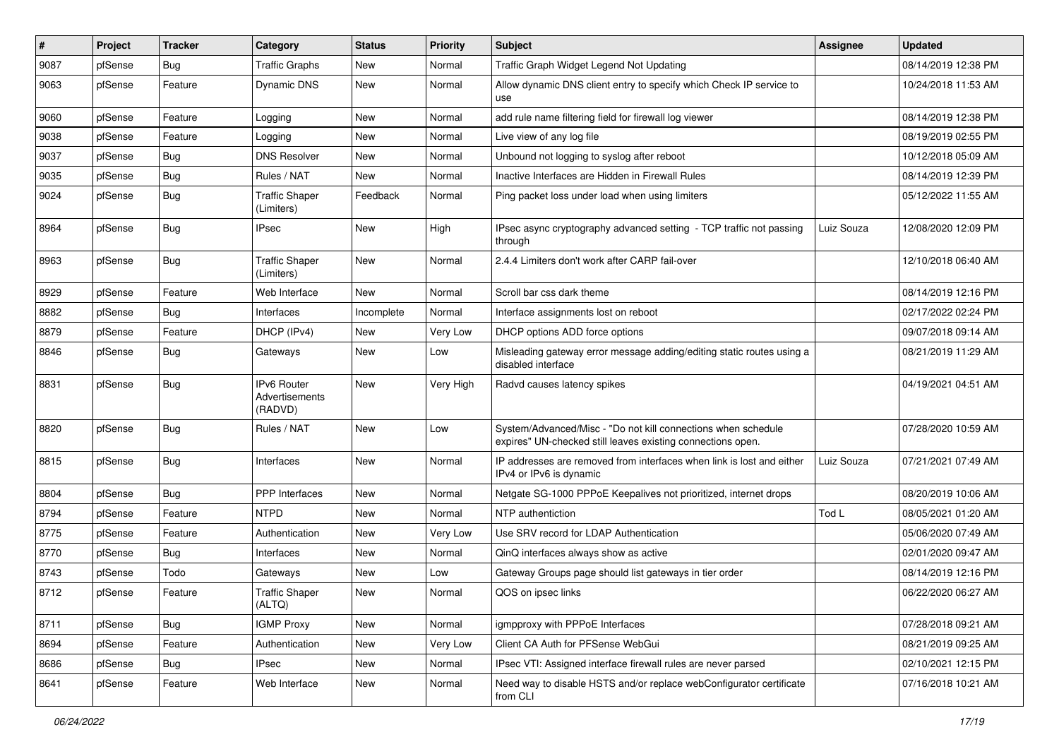| # | Project | Tracker | Category | Status | Priority | Subject | Assignee | Updated |
|---|---|---|---|---|---|---|---|---|
| 9087 | pfSense | Bug | Traffic Graphs | New | Normal | Traffic Graph Widget Legend Not Updating | | 08/14/2019 12:38 PM |
| 9063 | pfSense | Feature | Dynamic DNS | New | Normal | Allow dynamic DNS client entry to specify which Check IP service to use | | 10/24/2018 11:53 AM |
| 9060 | pfSense | Feature | Logging | New | Normal | add rule name filtering field for firewall log viewer | | 08/14/2019 12:38 PM |
| 9038 | pfSense | Feature | Logging | New | Normal | Live view of any log file | | 08/19/2019 02:55 PM |
| 9037 | pfSense | Bug | DNS Resolver | New | Normal | Unbound not logging to syslog after reboot | | 10/12/2018 05:09 AM |
| 9035 | pfSense | Bug | Rules / NAT | New | Normal | Inactive Interfaces are Hidden in Firewall Rules | | 08/14/2019 12:39 PM |
| 9024 | pfSense | Bug | Traffic Shaper (Limiters) | Feedback | Normal | Ping packet loss under load when using limiters | | 05/12/2022 11:55 AM |
| 8964 | pfSense | Bug | IPsec | New | High | IPsec async cryptography advanced setting - TCP traffic not passing through | Luiz Souza | 12/08/2020 12:09 PM |
| 8963 | pfSense | Bug | Traffic Shaper (Limiters) | New | Normal | 2.4.4 Limiters don't work after CARP fail-over | | 12/10/2018 06:40 AM |
| 8929 | pfSense | Feature | Web Interface | New | Normal | Scroll bar css dark theme | | 08/14/2019 12:16 PM |
| 8882 | pfSense | Bug | Interfaces | Incomplete | Normal | Interface assignments lost on reboot | | 02/17/2022 02:24 PM |
| 8879 | pfSense | Feature | DHCP (IPv4) | New | Very Low | DHCP options ADD force options | | 09/07/2018 09:14 AM |
| 8846 | pfSense | Bug | Gateways | New | Low | Misleading gateway error message adding/editing static routes using a disabled interface | | 08/21/2019 11:29 AM |
| 8831 | pfSense | Bug | IPv6 Router Advertisements (RADVD) | New | Very High | Radvd causes latency spikes | | 04/19/2021 04:51 AM |
| 8820 | pfSense | Bug | Rules / NAT | New | Low | System/Advanced/Misc - "Do not kill connections when schedule expires" UN-checked still leaves existing connections open. | | 07/28/2020 10:59 AM |
| 8815 | pfSense | Bug | Interfaces | New | Normal | IP addresses are removed from interfaces when link is lost and either IPv4 or IPv6 is dynamic | Luiz Souza | 07/21/2021 07:49 AM |
| 8804 | pfSense | Bug | PPP Interfaces | New | Normal | Netgate SG-1000 PPPoE Keepalives not prioritized, internet drops | | 08/20/2019 10:06 AM |
| 8794 | pfSense | Feature | NTPD | New | Normal | NTP authentiction | Tod L | 08/05/2021 01:20 AM |
| 8775 | pfSense | Feature | Authentication | New | Very Low | Use SRV record for LDAP Authentication | | 05/06/2020 07:49 AM |
| 8770 | pfSense | Bug | Interfaces | New | Normal | QinQ interfaces always show as active | | 02/01/2020 09:47 AM |
| 8743 | pfSense | Todo | Gateways | New | Low | Gateway Groups page should list gateways in tier order | | 08/14/2019 12:16 PM |
| 8712 | pfSense | Feature | Traffic Shaper (ALTQ) | New | Normal | QOS on ipsec links | | 06/22/2020 06:27 AM |
| 8711 | pfSense | Bug | IGMP Proxy | New | Normal | igmpproxy with PPPoE Interfaces | | 07/28/2018 09:21 AM |
| 8694 | pfSense | Feature | Authentication | New | Very Low | Client CA Auth for PFSense WebGui | | 08/21/2019 09:25 AM |
| 8686 | pfSense | Bug | IPsec | New | Normal | IPsec VTI: Assigned interface firewall rules are never parsed | | 02/10/2021 12:15 PM |
| 8641 | pfSense | Feature | Web Interface | New | Normal | Need way to disable HSTS and/or replace webConfigurator certificate from CLI | | 07/16/2018 10:21 AM |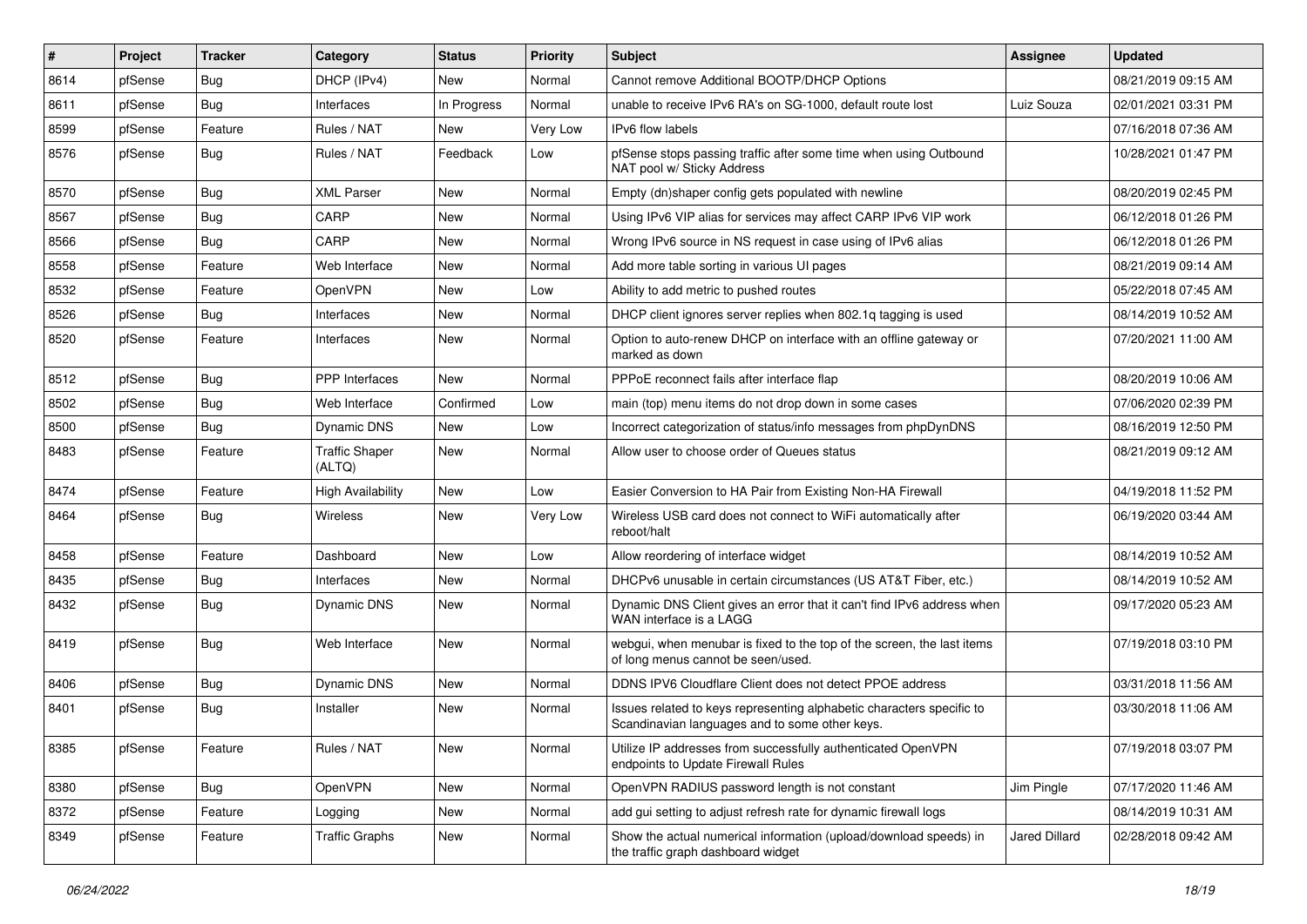| # | Project | Tracker | Category | Status | Priority | Subject | Assignee | Updated |
|---|---|---|---|---|---|---|---|---|
| 8614 | pfSense | Bug | DHCP (IPv4) | New | Normal | Cannot remove Additional BOOTP/DHCP Options | | 08/21/2019 09:15 AM |
| 8611 | pfSense | Bug | Interfaces | In Progress | Normal | unable to receive IPv6 RA's on SG-1000, default route lost | Luiz Souza | 02/01/2021 03:31 PM |
| 8599 | pfSense | Feature | Rules / NAT | New | Very Low | IPv6 flow labels | | 07/16/2018 07:36 AM |
| 8576 | pfSense | Bug | Rules / NAT | Feedback | Low | pfSense stops passing traffic after some time when using Outbound NAT pool w/ Sticky Address | | 10/28/2021 01:47 PM |
| 8570 | pfSense | Bug | XML Parser | New | Normal | Empty (dn)shaper config gets populated with newline | | 08/20/2019 02:45 PM |
| 8567 | pfSense | Bug | CARP | New | Normal | Using IPv6 VIP alias for services may affect CARP IPv6 VIP work | | 06/12/2018 01:26 PM |
| 8566 | pfSense | Bug | CARP | New | Normal | Wrong IPv6 source in NS request in case using of IPv6 alias | | 06/12/2018 01:26 PM |
| 8558 | pfSense | Feature | Web Interface | New | Normal | Add more table sorting in various UI pages | | 08/21/2019 09:14 AM |
| 8532 | pfSense | Feature | OpenVPN | New | Low | Ability to add metric to pushed routes | | 05/22/2018 07:45 AM |
| 8526 | pfSense | Bug | Interfaces | New | Normal | DHCP client ignores server replies when 802.1q tagging is used | | 08/14/2019 10:52 AM |
| 8520 | pfSense | Feature | Interfaces | New | Normal | Option to auto-renew DHCP on interface with an offline gateway or marked as down | | 07/20/2021 11:00 AM |
| 8512 | pfSense | Bug | PPP Interfaces | New | Normal | PPPoE reconnect fails after interface flap | | 08/20/2019 10:06 AM |
| 8502 | pfSense | Bug | Web Interface | Confirmed | Low | main (top) menu items do not drop down in some cases | | 07/06/2020 02:39 PM |
| 8500 | pfSense | Bug | Dynamic DNS | New | Low | Incorrect categorization of status/info messages from phpDynDNS | | 08/16/2019 12:50 PM |
| 8483 | pfSense | Feature | Traffic Shaper (ALTQ) | New | Normal | Allow user to choose order of Queues status | | 08/21/2019 09:12 AM |
| 8474 | pfSense | Feature | High Availability | New | Low | Easier Conversion to HA Pair from Existing Non-HA Firewall | | 04/19/2018 11:52 PM |
| 8464 | pfSense | Bug | Wireless | New | Very Low | Wireless USB card does not connect to WiFi automatically after reboot/halt | | 06/19/2020 03:44 AM |
| 8458 | pfSense | Feature | Dashboard | New | Low | Allow reordering of interface widget | | 08/14/2019 10:52 AM |
| 8435 | pfSense | Bug | Interfaces | New | Normal | DHCPv6 unusable in certain circumstances (US AT&T Fiber, etc.) | | 08/14/2019 10:52 AM |
| 8432 | pfSense | Bug | Dynamic DNS | New | Normal | Dynamic DNS Client gives an error that it can't find IPv6 address when WAN interface is a LAGG | | 09/17/2020 05:23 AM |
| 8419 | pfSense | Bug | Web Interface | New | Normal | webgui, when menubar is fixed to the top of the screen, the last items of long menus cannot be seen/used. | | 07/19/2018 03:10 PM |
| 8406 | pfSense | Bug | Dynamic DNS | New | Normal | DDNS IPV6 Cloudflare Client does not detect PPOE address | | 03/31/2018 11:56 AM |
| 8401 | pfSense | Bug | Installer | New | Normal | Issues related to keys representing alphabetic characters specific to Scandinavian languages and to some other keys. | | 03/30/2018 11:06 AM |
| 8385 | pfSense | Feature | Rules / NAT | New | Normal | Utilize IP addresses from successfully authenticated OpenVPN endpoints to Update Firewall Rules | | 07/19/2018 03:07 PM |
| 8380 | pfSense | Bug | OpenVPN | New | Normal | OpenVPN RADIUS password length is not constant | Jim Pingle | 07/17/2020 11:46 AM |
| 8372 | pfSense | Feature | Logging | New | Normal | add gui setting to adjust refresh rate for dynamic firewall logs | | 08/14/2019 10:31 AM |
| 8349 | pfSense | Feature | Traffic Graphs | New | Normal | Show the actual numerical information (upload/download speeds) in the traffic graph dashboard widget | Jared Dillard | 02/28/2018 09:42 AM |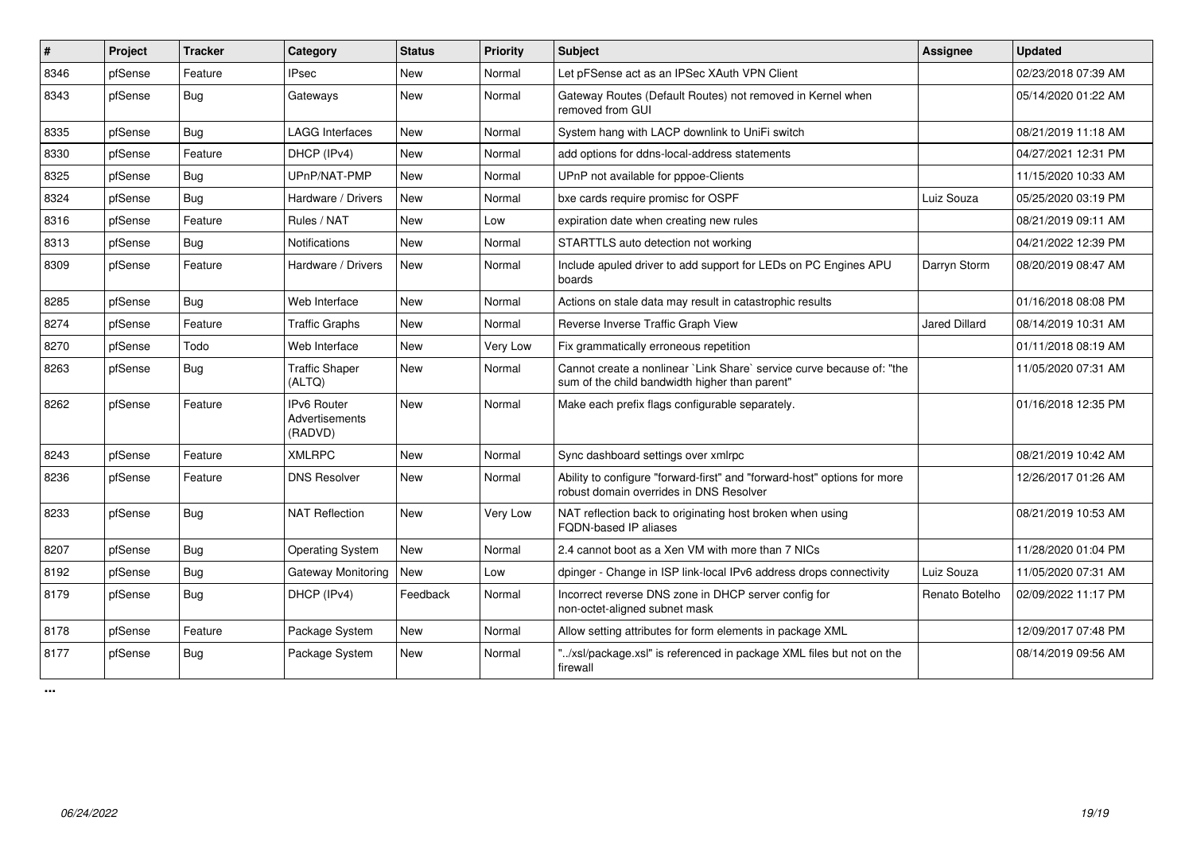| # | Project | Tracker | Category | Status | Priority | Subject | Assignee | Updated |
|---|---|---|---|---|---|---|---|---|
| 8346 | pfSense | Feature | IPsec | New | Normal | Let pFSense act as an IPSec XAuth VPN Client | | 02/23/2018 07:39 AM |
| 8343 | pfSense | Bug | Gateways | New | Normal | Gateway Routes (Default Routes) not removed in Kernel when removed from GUI | | 05/14/2020 01:22 AM |
| 8335 | pfSense | Bug | LAGG Interfaces | New | Normal | System hang with LACP downlink to UniFi switch | | 08/21/2019 11:18 AM |
| 8330 | pfSense | Feature | DHCP (IPv4) | New | Normal | add options for ddns-local-address statements | | 04/27/2021 12:31 PM |
| 8325 | pfSense | Bug | UPnP/NAT-PMP | New | Normal | UPnP not available for pppoe-Clients | | 11/15/2020 10:33 AM |
| 8324 | pfSense | Bug | Hardware / Drivers | New | Normal | bxe cards require promisc for OSPF | Luiz Souza | 05/25/2020 03:19 PM |
| 8316 | pfSense | Feature | Rules / NAT | New | Low | expiration date when creating new rules | | 08/21/2019 09:11 AM |
| 8313 | pfSense | Bug | Notifications | New | Normal | STARTTLS auto detection not working | | 04/21/2022 12:39 PM |
| 8309 | pfSense | Feature | Hardware / Drivers | New | Normal | Include apuled driver to add support for LEDs on PC Engines APU boards | Darryn Storm | 08/20/2019 08:47 AM |
| 8285 | pfSense | Bug | Web Interface | New | Normal | Actions on stale data may result in catastrophic results | | 01/16/2018 08:08 PM |
| 8274 | pfSense | Feature | Traffic Graphs | New | Normal | Reverse Inverse Traffic Graph View | Jared Dillard | 08/14/2019 10:31 AM |
| 8270 | pfSense | Todo | Web Interface | New | Very Low | Fix grammatically erroneous repetition | | 01/11/2018 08:19 AM |
| 8263 | pfSense | Bug | Traffic Shaper (ALTQ) | New | Normal | Cannot create a nonlinear `Link Share` service curve because of: "the sum of the child bandwidth higher than parent" | | 11/05/2020 07:31 AM |
| 8262 | pfSense | Feature | IPv6 Router Advertisements (RADVD) | New | Normal | Make each prefix flags configurable separately. | | 01/16/2018 12:35 PM |
| 8243 | pfSense | Feature | XMLRPC | New | Normal | Sync dashboard settings over xmlrpc | | 08/21/2019 10:42 AM |
| 8236 | pfSense | Feature | DNS Resolver | New | Normal | Ability to configure "forward-first" and "forward-host" options for more robust domain overrides in DNS Resolver | | 12/26/2017 01:26 AM |
| 8233 | pfSense | Bug | NAT Reflection | New | Very Low | NAT reflection back to originating host broken when using FQDN-based IP aliases | | 08/21/2019 10:53 AM |
| 8207 | pfSense | Bug | Operating System | New | Normal | 2.4 cannot boot as a Xen VM with more than 7 NICs | | 11/28/2020 01:04 PM |
| 8192 | pfSense | Bug | Gateway Monitoring | New | Low | dpinger - Change in ISP link-local IPv6 address drops connectivity | Luiz Souza | 11/05/2020 07:31 AM |
| 8179 | pfSense | Bug | DHCP (IPv4) | Feedback | Normal | Incorrect reverse DNS zone in DHCP server config for non-octet-aligned subnet mask | Renato Botelho | 02/09/2022 11:17 PM |
| 8178 | pfSense | Feature | Package System | New | Normal | Allow setting attributes for form elements in package XML | | 12/09/2017 07:48 PM |
| 8177 | pfSense | Bug | Package System | New | Normal | "../xsl/package.xsl" is referenced in package XML files but not on the firewall | | 08/14/2019 09:56 AM |

...